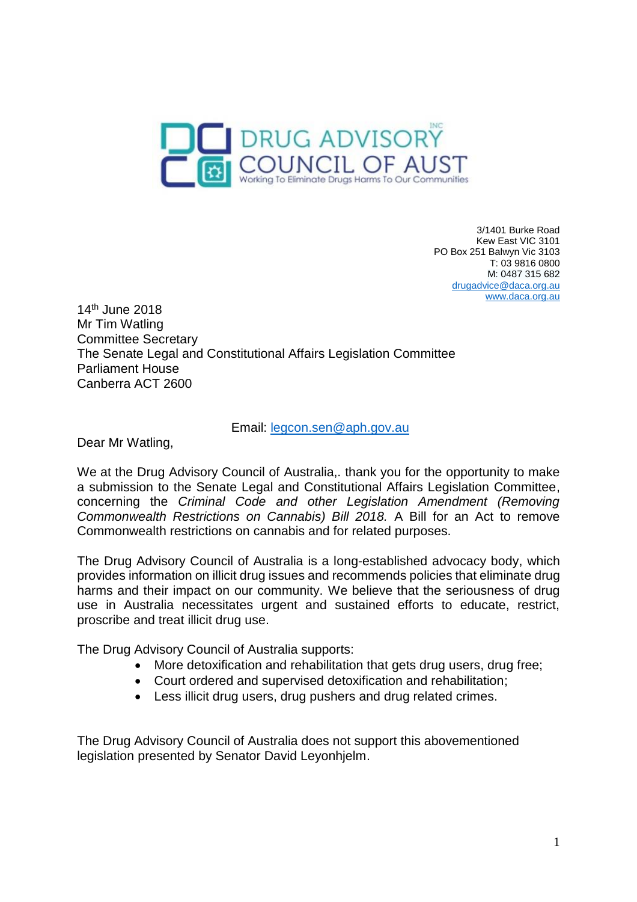DRUG ADVISORY COUNCIL OF AUST INC

Working To Eliminate Drugs Harms To Our Communities

3/1401 Burke Road
Kew East VIC 3101
PO Box 251 Balwyn Vic 3103
T: 03 9816 0800
M: 0487 315 682
drugadvice@daca.org.au
www.daca.org.au

14th June 2018
Mr Tim Watling
Committee Secretary
The Senate Legal and Constitutional Affairs Legislation Committee
Parliament House
Canberra ACT 2600

Email: legcon.sen@aph.gov.au

Dear Mr Watling,

We at the Drug Advisory Council of Australia,. thank you for the opportunity to make a submission to the Senate Legal and Constitutional Affairs Legislation Committee, concerning the *Criminal Code and other Legislation Amendment (Removing Commonwealth Restrictions on Cannabis) Bill 2018.* A Bill for an Act to remove Commonwealth restrictions on cannabis and for related purposes.

The Drug Advisory Council of Australia is a long-established advocacy body, which provides information on illicit drug issues and recommends policies that eliminate drug harms and their impact on our community. We believe that the seriousness of drug use in Australia necessitates urgent and sustained efforts to educate, restrict, proscribe and treat illicit drug use.

The Drug Advisory Council of Australia supports:

- More detoxification and rehabilitation that gets drug users, drug free;
- Court ordered and supervised detoxification and rehabilitation;
- Less illicit drug users, drug pushers and drug related crimes.

The Drug Advisory Council of Australia does not support this abovementioned legislation presented by Senator David Leyonhjelm.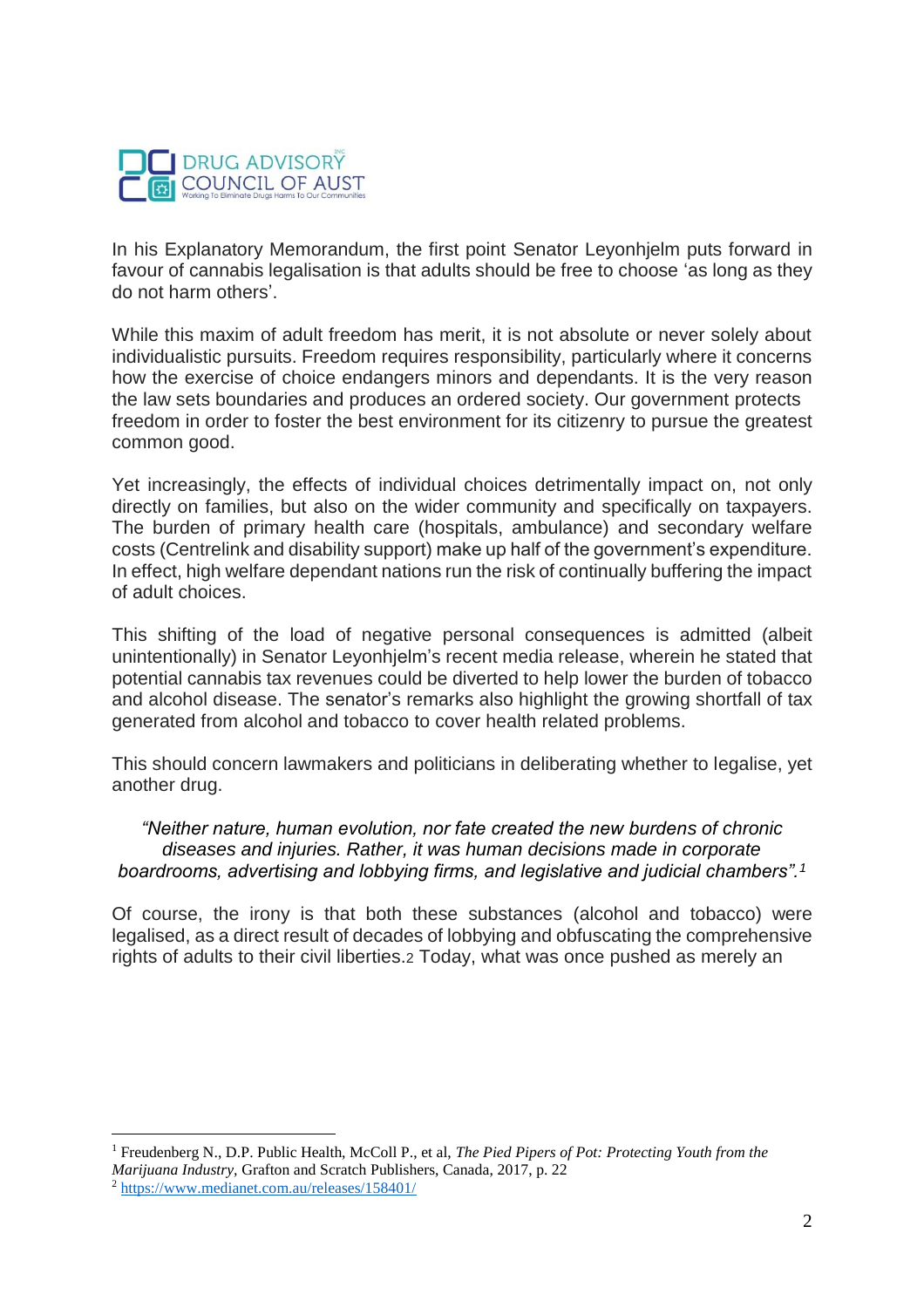In his Explanatory Memorandum, the first point Senator Leyonhjelm puts forward in favour of cannabis legalisation is that adults should be free to choose 'as long as they do not harm others'.

While this maxim of adult freedom has merit, it is not absolute or never solely about individualistic pursuits. Freedom requires responsibility, particularly where it concerns how the exercise of choice endangers minors and dependants. It is the very reason the law sets boundaries and produces an ordered society. Our government protects freedom in order to foster the best environment for its citizenry to pursue the greatest common good.

Yet increasingly, the effects of individual choices detrimentally impact on, not only directly on families, but also on the wider community and specifically on taxpayers. The burden of primary health care (hospitals, ambulance) and secondary welfare costs (Centrelink and disability support) make up half of the government's expenditure. In effect, high welfare dependant nations run the risk of continually buffering the impact of adult choices.

This shifting of the load of negative personal consequences is admitted (albeit unintentionally) in Senator Leyonhjelm's recent media release, wherein he stated that potential cannabis tax revenues could be diverted to help lower the burden of tobacco and alcohol disease. The senator's remarks also highlight the growing shortfall of tax generated from alcohol and tobacco to cover health related problems.

This should concern lawmakers and politicians in deliberating whether to legalise, yet another drug.

> *"Neither nature, human evolution, nor fate created the new burdens of chronic diseases and injuries. Rather, it was human decisions made in corporate boardrooms, advertising and lobbying firms, and legislative and judicial chambers".*[1]

Of course, the irony is that both these substances (alcohol and tobacco) were legalised, as a direct result of decades of lobbying and obfuscating the comprehensive rights of adults to their civil liberties.[2] Today, what was once pushed as merely an

---

[1] Freudenberg N., D.P. Public Health, McColl P., et al, *The Pied Pipers of Pot: Protecting Youth from the Marijuana Industry,* Grafton and Scratch Publishers, Canada, 2017, p. 22

[2] https://www.medianet.com.au/releases/158401/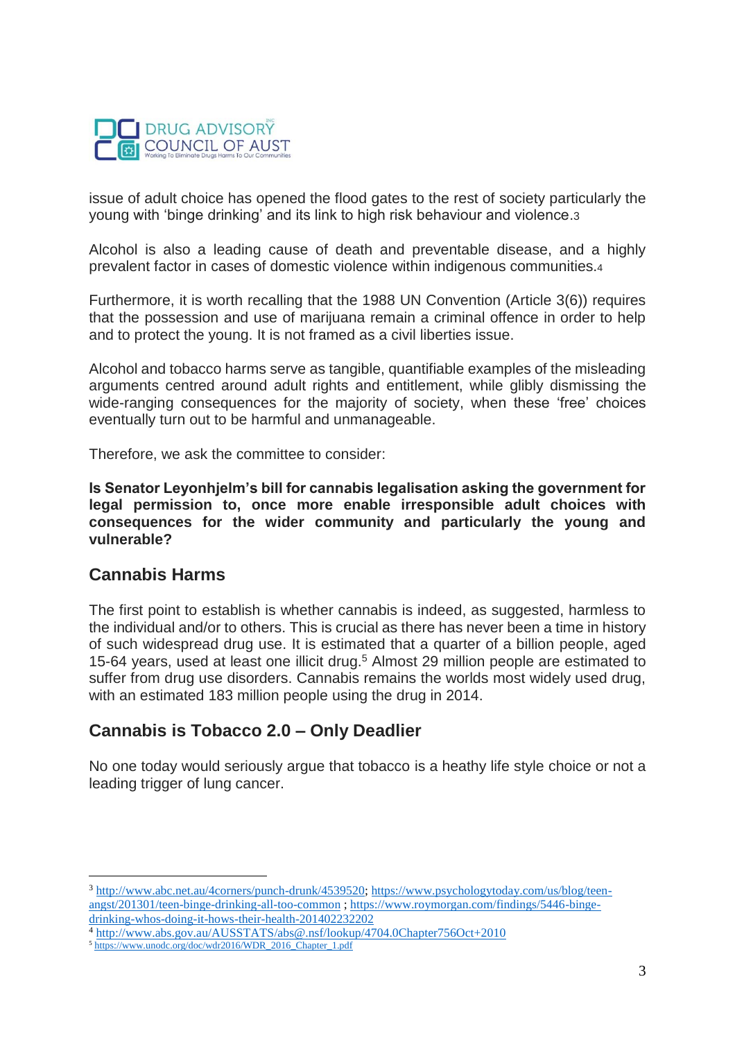issue of adult choice has opened the flood gates to the rest of society particularly the young with 'binge drinking' and its link to high risk behaviour and violence.[3]

Alcohol is also a leading cause of death and preventable disease, and a highly prevalent factor in cases of domestic violence within indigenous communities.[4]

Furthermore, it is worth recalling that the 1988 UN Convention (Article 3(6)) requires that the possession and use of marijuana remain a criminal offence in order to help and to protect the young. It is not framed as a civil liberties issue.

Alcohol and tobacco harms serve as tangible, quantifiable examples of the misleading arguments centred around adult rights and entitlement, while glibly dismissing the wide-ranging consequences for the majority of society, when these 'free' choices eventually turn out to be harmful and unmanageable.

Therefore, we ask the committee to consider:

**Is Senator Leyonhjelm's bill for cannabis legalisation asking the government for legal permission to, once more enable irresponsible adult choices with consequences for the wider community and particularly the young and vulnerable?**

## Cannabis Harms

The first point to establish is whether cannabis is indeed, as suggested, harmless to the individual and/or to others. This is crucial as there has never been a time in history of such widespread drug use. It is estimated that a quarter of a billion people, aged 15-64 years, used at least one illicit drug.[5] Almost 29 million people are estimated to suffer from drug use disorders. Cannabis remains the worlds most widely used drug, with an estimated 183 million people using the drug in 2014.

## Cannabis is Tobacco 2.0 – Only Deadlier

No one today would seriously argue that tobacco is a heathy life style choice or not a leading trigger of lung cancer.

---

[3] http://www.abc.net.au/4corners/punch-drunk/4539520; https://www.psychologytoday.com/us/blog/teen-angst/201301/teen-binge-drinking-all-too-common ; https://www.roymorgan.com/findings/5446-binge-drinking-whos-doing-it-hows-their-health-201402232202

[4] http://www.abs.gov.au/AUSSTATS/abs@.nsf/lookup/4704.0Chapter756Oct+2010

[5] https://www.unodc.org/doc/wdr2016/WDR_2016_Chapter_1.pdf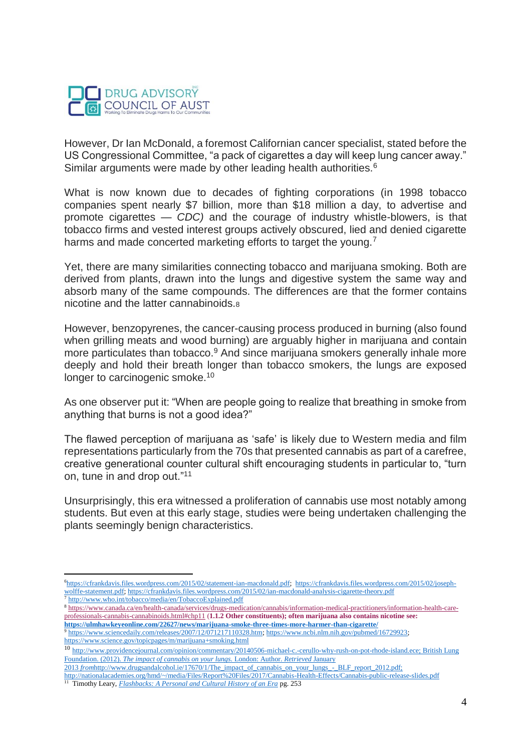However, Dr Ian McDonald, a foremost Californian cancer specialist, stated before the US Congressional Committee, "a pack of cigarettes a day will keep lung cancer away." Similar arguments were made by other leading health authorities.[6]

What is now known due to decades of fighting corporations (in 1998 tobacco companies spent nearly $7 billion, more than $18 million a day, to advertise and promote cigarettes — *CDC)* and the courage of industry whistle-blowers, is that tobacco firms and vested interest groups actively obscured, lied and denied cigarette harms and made concerted marketing efforts to target the young.[7]

Yet, there are many similarities connecting tobacco and marijuana smoking. Both are derived from plants, drawn into the lungs and digestive system the same way and absorb many of the same compounds. The differences are that the former contains nicotine and the latter cannabinoids.[8]

However, benzopyrenes, the cancer-causing process produced in burning (also found when grilling meats and wood burning) are arguably higher in marijuana and contain more particulates than tobacco.[9] And since marijuana smokers generally inhale more deeply and hold their breath longer than tobacco smokers, the lungs are exposed longer to carcinogenic smoke.[10]

As one observer put it: "When are people going to realize that breathing in smoke from anything that burns is not a good idea?"

The flawed perception of marijuana as 'safe' is likely due to Western media and film representations particularly from the 70s that presented cannabis as part of a carefree, creative generational counter cultural shift encouraging students in particular to, "turn on, tune in and drop out."[11]

Unsurprisingly, this era witnessed a proliferation of cannabis use most notably among students. But even at this early stage, studies were being undertaken challenging the plants seemingly benign characteristics.

---

[6] https://cfrankdavis.files.wordpress.com/2015/02/statement-ian-macdonald.pdf; https://cfrankdavis.files.wordpress.com/2015/02/joseph-wolffe-statement.pdf; https://cfrankdavis.files.wordpress.com/2015/02/ian-macdonald-analysis-cigarette-theory.pdf

[7] http://www.who.int/tobacco/media/en/TobaccoExplained.pdf

[8] https://www.canada.ca/en/health-canada/services/drugs-medication/cannabis/information-medical-practitioners/information-health-care-professionals-cannabis-cannabinoids.html#chp11 (**1.1.2 Other constituents); often marijuana also contains nicotine see: https://ulmhawkeyeonline.com/22627/news/marijuana-smoke-three-times-more-harmer-than-cigarette/**

[9] https://www.sciencedaily.com/releases/2007/12/071217110328.htm; https://www.ncbi.nlm.nih.gov/pubmed/16729923; https://www.science.gov/topicpages/m/marijuana+smoking.html

[10] http://www.providencejournal.com/opinion/commentary/20140506-michael-c.-cerullo-why-rush-on-pot-rhode-island.ece; British Lung Foundation. (2012). *The impact of cannabis on your lungs.* London: Author. *Retrieved* January 2013 *from*http://www.drugsandalcohol.ie/17670/1/The_impact_of_cannabis_on_your_lungs_-_BLF_report_2012.pdf; http://nationalacademies.org/hmd/~/media/Files/Report%20Files/2017/Cannabis-Health-Effects/Cannabis-public-release-slides.pdf

[11] Timothy Leary, *Flashbacks: A Personal and Cultural History of an Era* pg. 253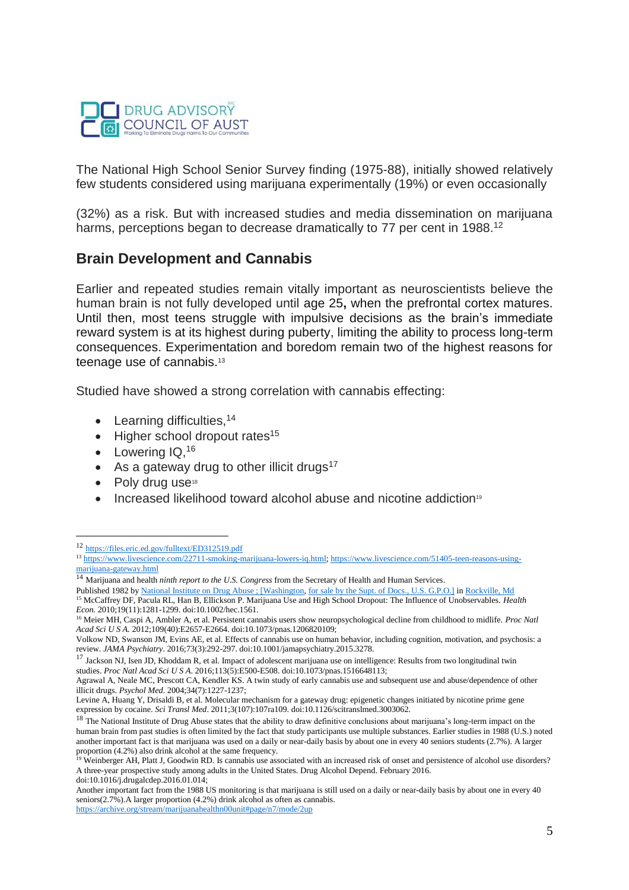The National High School Senior Survey finding (1975-88), initially showed relatively few students considered using marijuana experimentally (19%) or even occasionally

(32%) as a risk. But with increased studies and media dissemination on marijuana harms, perceptions began to decrease dramatically to 77 per cent in 1988.[12]

## Brain Development and Cannabis

Earlier and repeated studies remain vitally important as neuroscientists believe the human brain is not fully developed until age 25**,** when the prefrontal cortex matures. Until then, most teens struggle with impulsive decisions as the brain's immediate reward system is at its highest during puberty, limiting the ability to process long-term consequences. Experimentation and boredom remain two of the highest reasons for teenage use of cannabis.[13]

Studied have showed a strong correlation with cannabis effecting:

- Learning difficulties,[14]
- Higher school dropout rates[15]
- Lowering IQ,[16]
- As a gateway drug to other illicit drugs[17]
- Poly drug use[18]
- Increased likelihood toward alcohol abuse and nicotine addiction[19]

---

[12] https://files.eric.ed.gov/fulltext/ED312519.pdf

[13] https://www.livescience.com/22711-smoking-marijuana-lowers-iq.html; https://www.livescience.com/51405-teen-reasons-using-marijuana-gateway.html

[14] Marijuana and health *ninth report to the U.S. Congress* from the Secretary of Health and Human Services. Published 1982 by National Institute on Drug Abuse ; [Washington, for sale by the Supt. of Docs., U.S. G.P.O.] in Rockville, Md

[15] McCaffrey DF, Pacula RL, Han B, Ellickson P. Marijuana Use and High School Dropout: The Influence of Unobservables. *Health Econ.* 2010;19(11):1281-1299. doi:10.1002/hec.1561.

[16] Meier MH, Caspi A, Ambler A, et al. Persistent cannabis users show neuropsychological decline from childhood to midlife. *Proc Natl Acad Sci U S A.* 2012;109(40):E2657-E2664. doi:10.1073/pnas.1206820109;

Volkow ND, Swanson JM, Evins AE, et al. Effects of cannabis use on human behavior, including cognition, motivation, and psychosis: a review. *JAMA Psychiatry*. 2016;73(3):292-297. doi:10.1001/jamapsychiatry.2015.3278.

[17] Jackson NJ, Isen JD, Khoddam R, et al. Impact of adolescent marijuana use on intelligence: Results from two longitudinal twin studies. *Proc Natl Acad Sci U S A.* 2016;113(5):E500-E508. doi:10.1073/pnas.1516648113;

Agrawal A, Neale MC, Prescott CA, Kendler KS. A twin study of early cannabis use and subsequent use and abuse/dependence of other illicit drugs. *Psychol Med*. 2004;34(7):1227-1237;

Levine A, Huang Y, Drisaldi B, et al. Molecular mechanism for a gateway drug: epigenetic changes initiated by nicotine prime gene expression by cocaine. *Sci Transl Med*. 2011;3(107):107ra109. doi:10.1126/scitranslmed.3003062.

[18] The National Institute of Drug Abuse states that the ability to draw definitive conclusions about marijuana's long-term impact on the human brain from past studies is often limited by the fact that study participants use multiple substances. Earlier studies in 1988 (U.S.) noted another important fact is that marijuana was used on a daily or near-daily basis by about one in every 40 seniors students (2.7%). A larger proportion (4.2%) also drink alcohol at the same frequency.

[19] Weinberger AH, Platt J, Goodwin RD. Is cannabis use associated with an increased risk of onset and persistence of alcohol use disorders? A three-year prospective study among adults in the United States. Drug Alcohol Depend. February 2016. doi:10.1016/j.drugalcdep.2016.01.014;

Another important fact from the 1988 US monitoring is that marijuana is still used on a daily or near-daily basis by about one in every 40 seniors(2.7%).A larger proportion (4.2%) drink alcohol as often as cannabis. https://archive.org/stream/marijuanahealthn00unit#page/n7/mode/2up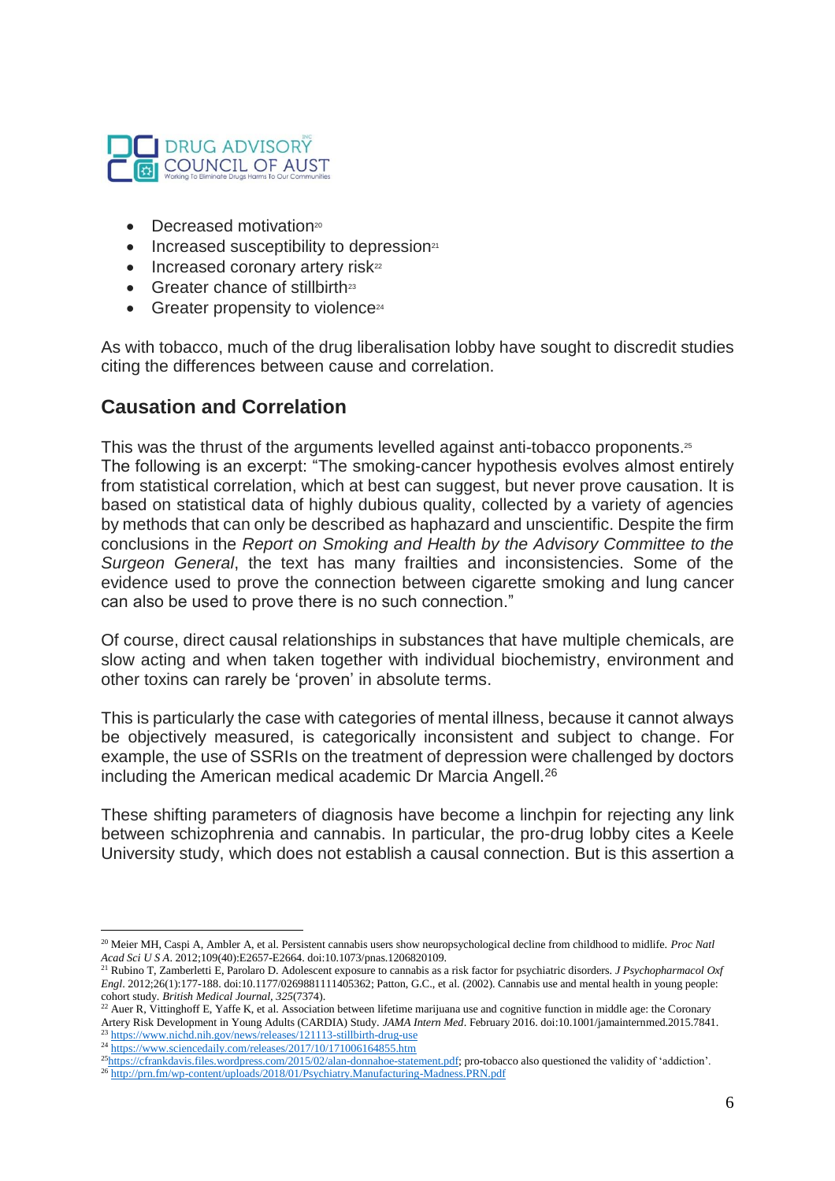- Decreased motivation[20]
- Increased susceptibility to depression[21]
- Increased coronary artery risk[22]
- Greater chance of stillbirth[23]
- Greater propensity to violence[24]

As with tobacco, much of the drug liberalisation lobby have sought to discredit studies citing the differences between cause and correlation.

## Causation and Correlation

This was the thrust of the arguments levelled against anti-tobacco proponents.[25] The following is an excerpt: "The smoking-cancer hypothesis evolves almost entirely from statistical correlation, which at best can suggest, but never prove causation. It is based on statistical data of highly dubious quality, collected by a variety of agencies by methods that can only be described as haphazard and unscientific. Despite the firm conclusions in the *Report on Smoking and Health by the Advisory Committee to the Surgeon General*, the text has many frailties and inconsistencies. Some of the evidence used to prove the connection between cigarette smoking and lung cancer can also be used to prove there is no such connection."

Of course, direct causal relationships in substances that have multiple chemicals, are slow acting and when taken together with individual biochemistry, environment and other toxins can rarely be 'proven' in absolute terms.

This is particularly the case with categories of mental illness, because it cannot always be objectively measured, is categorically inconsistent and subject to change. For example, the use of SSRIs on the treatment of depression were challenged by doctors including the American medical academic Dr Marcia Angell.[26]

These shifting parameters of diagnosis have become a linchpin for rejecting any link between schizophrenia and cannabis. In particular, the pro-drug lobby cites a Keele University study, which does not establish a causal connection. But is this assertion a

[20] Meier MH, Caspi A, Ambler A, et al. Persistent cannabis users show neuropsychological decline from childhood to midlife. *Proc Natl Acad Sci U S A*. 2012;109(40):E2657-E2664. doi:10.1073/pnas.1206820109.

[21] Rubino T, Zamberletti E, Parolaro D. Adolescent exposure to cannabis as a risk factor for psychiatric disorders. *J Psychopharmacol Oxf Engl*. 2012;26(1):177-188. doi:10.1177/0269881111405362; Patton, G.C., et al. (2002). Cannabis use and mental health in young people: cohort study. *British Medical Journal, 325*(7374).

[22] Auer R, Vittinghoff E, Yaffe K, et al. Association between lifetime marijuana use and cognitive function in middle age: the Coronary Artery Risk Development in Young Adults (CARDIA) Study. *JAMA Intern Med*. February 2016. doi:10.1001/jamainternmed.2015.7841.

[23] https://www.nichd.nih.gov/news/releases/121113-stillbirth-drug-use

[24] https://www.sciencedaily.com/releases/2017/10/171006164855.htm

[25] https://cfrankdavis.files.wordpress.com/2015/02/alan-donnahoe-statement.pdf; pro-tobacco also questioned the validity of 'addiction'.

[26] http://prn.fm/wp-content/uploads/2018/01/Psychiatry.Manufacturing-Madness.PRN.pdf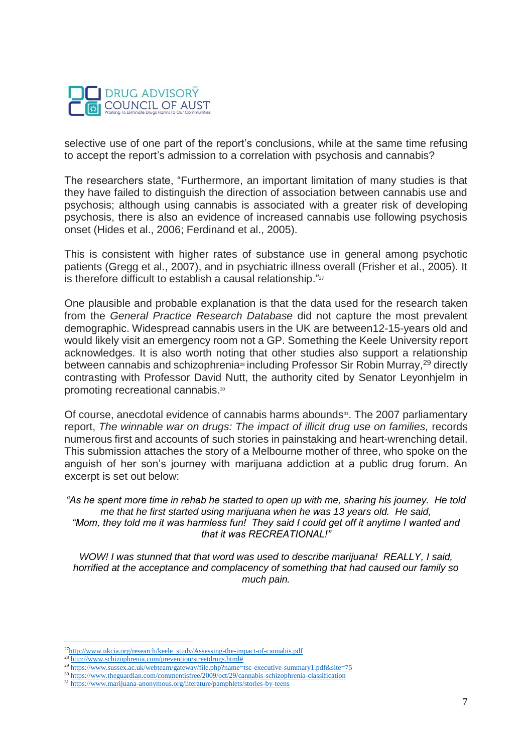selective use of one part of the report's conclusions, while at the same time refusing to accept the report's admission to a correlation with psychosis and cannabis?

The researchers state, "Furthermore, an important limitation of many studies is that they have failed to distinguish the direction of association between cannabis use and psychosis; although using cannabis is associated with a greater risk of developing psychosis, there is also an evidence of increased cannabis use following psychosis onset (Hides et al., 2006; Ferdinand et al., 2005).

This is consistent with higher rates of substance use in general among psychotic patients (Gregg et al., 2007), and in psychiatric illness overall (Frisher et al., 2005). It is therefore difficult to establish a causal relationship."[27]

One plausible and probable explanation is that the data used for the research taken from the *General Practice Research Database* did not capture the most prevalent demographic. Widespread cannabis users in the UK are between12-15-years old and would likely visit an emergency room not a GP. Something the Keele University report acknowledges. It is also worth noting that other studies also support a relationship between cannabis and schizophrenia[28] including Professor Sir Robin Murray,[29] directly contrasting with Professor David Nutt, the authority cited by Senator Leyonhjelm in promoting recreational cannabis.[30]

Of course, anecdotal evidence of cannabis harms abounds[31]. The 2007 parliamentary report, *The winnable war on drugs: The impact of illicit drug use on families,* records numerous first and accounts of such stories in painstaking and heart-wrenching detail. This submission attaches the story of a Melbourne mother of three, who spoke on the anguish of her son's journey with marijuana addiction at a public drug forum. An excerpt is set out below:

*"As he spent more time in rehab he started to open up with me, sharing his journey. He told me that he first started using marijuana when he was 13 years old. He said, "Mom, they told me it was harmless fun! They said I could get off it anytime I wanted and that it was RECREATIONAL!"*

*WOW! I was stunned that that word was used to describe marijuana! REALLY, I said, horrified at the acceptance and complacency of something that had caused our family so much pain.*

---

[27] http://www.ukcia.org/research/keele_study/Assessing-the-impact-of-cannabis.pdf

[28] http://www.schizophrenia.com/prevention/streetdrugs.html#

[29] https://www.sussex.ac.uk/webteam/gateway/file.php?name=tsc-executive-summary1.pdf&site=75

[30] https://www.theguardian.com/commentisfree/2009/oct/29/cannabis-schizophrenia-classification

[31] https://www.marijuana-anonymous.org/literature/pamphlets/stories-by-teens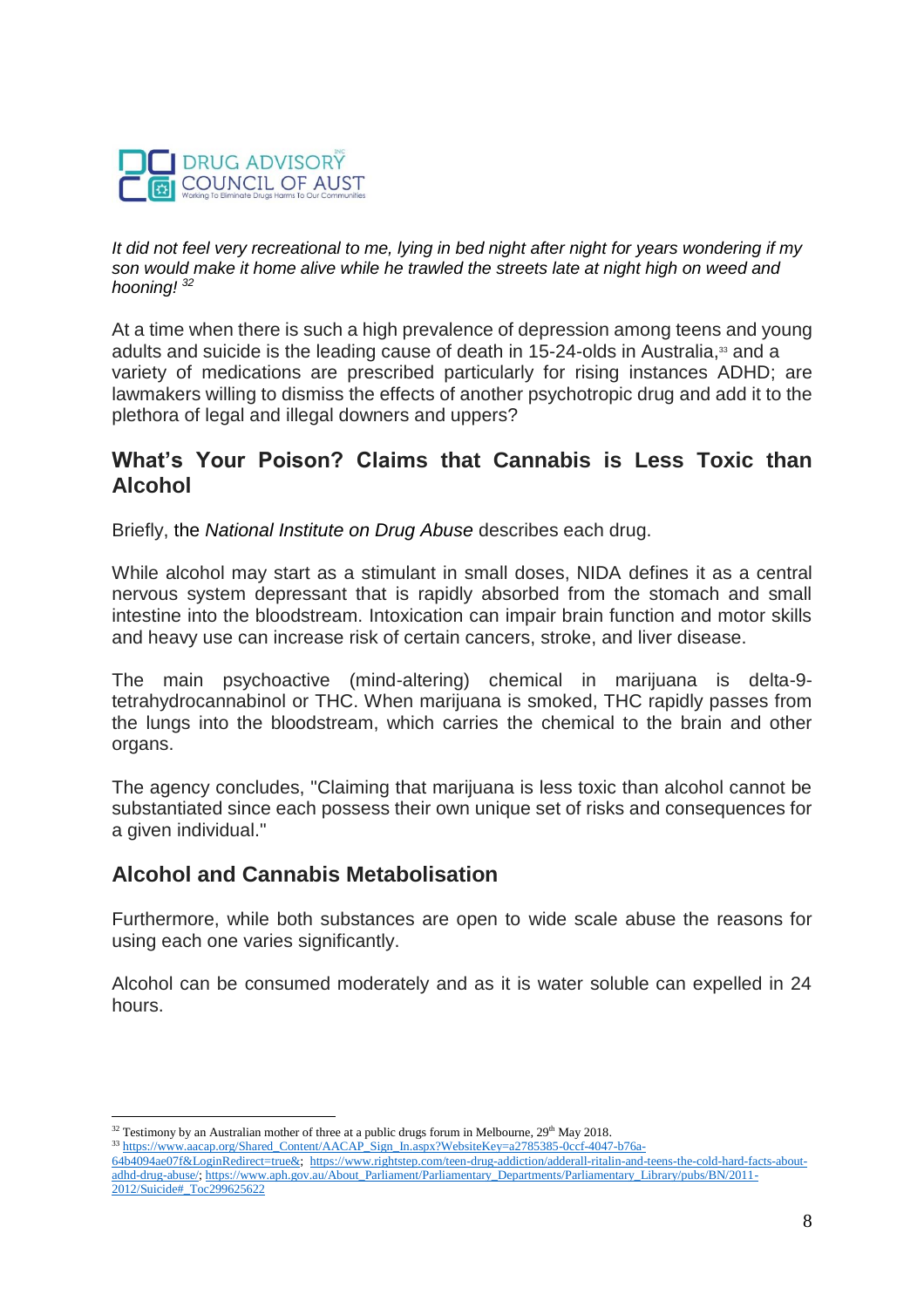*It did not feel very recreational to me, lying in bed night after night for years wondering if my son would make it home alive while he trawled the streets late at night high on weed and hooning!* [32]

At a time when there is such a high prevalence of depression among teens and young adults and suicide is the leading cause of death in 15-24-olds in Australia,[33] and a variety of medications are prescribed particularly for rising instances ADHD; are lawmakers willing to dismiss the effects of another psychotropic drug and add it to the plethora of legal and illegal downers and uppers?

## What's Your Poison? Claims that Cannabis is Less Toxic than Alcohol

Briefly, the *National Institute on Drug Abuse* describes each drug.

While alcohol may start as a stimulant in small doses, NIDA defines it as a central nervous system depressant that is rapidly absorbed from the stomach and small intestine into the bloodstream. Intoxication can impair brain function and motor skills and heavy use can increase risk of certain cancers, stroke, and liver disease.

The main psychoactive (mind-altering) chemical in marijuana is delta-9-tetrahydrocannabinol or THC. When marijuana is smoked, THC rapidly passes from the lungs into the bloodstream, which carries the chemical to the brain and other organs.

The agency concludes, "Claiming that marijuana is less toxic than alcohol cannot be substantiated since each possess their own unique set of risks and consequences for a given individual."

## Alcohol and Cannabis Metabolisation

Furthermore, while both substances are open to wide scale abuse the reasons for using each one varies significantly.

Alcohol can be consumed moderately and as it is water soluble can expelled in 24 hours.

---

[32] Testimony by an Australian mother of three at a public drugs forum in Melbourne, 29th May 2018.

[33] https://www.aacap.org/Shared_Content/AACAP_Sign_In.aspx?WebsiteKey=a2785385-0ccf-4047-b76a-64b4094ae07f&LoginRedirect=true&; https://www.rightstep.com/teen-drug-addiction/adderall-ritalin-and-teens-the-cold-hard-facts-about-adhd-drug-abuse/; https://www.aph.gov.au/About_Parliament/Parliamentary_Departments/Parliamentary_Library/pubs/BN/2011-2012/Suicide#_Toc299625622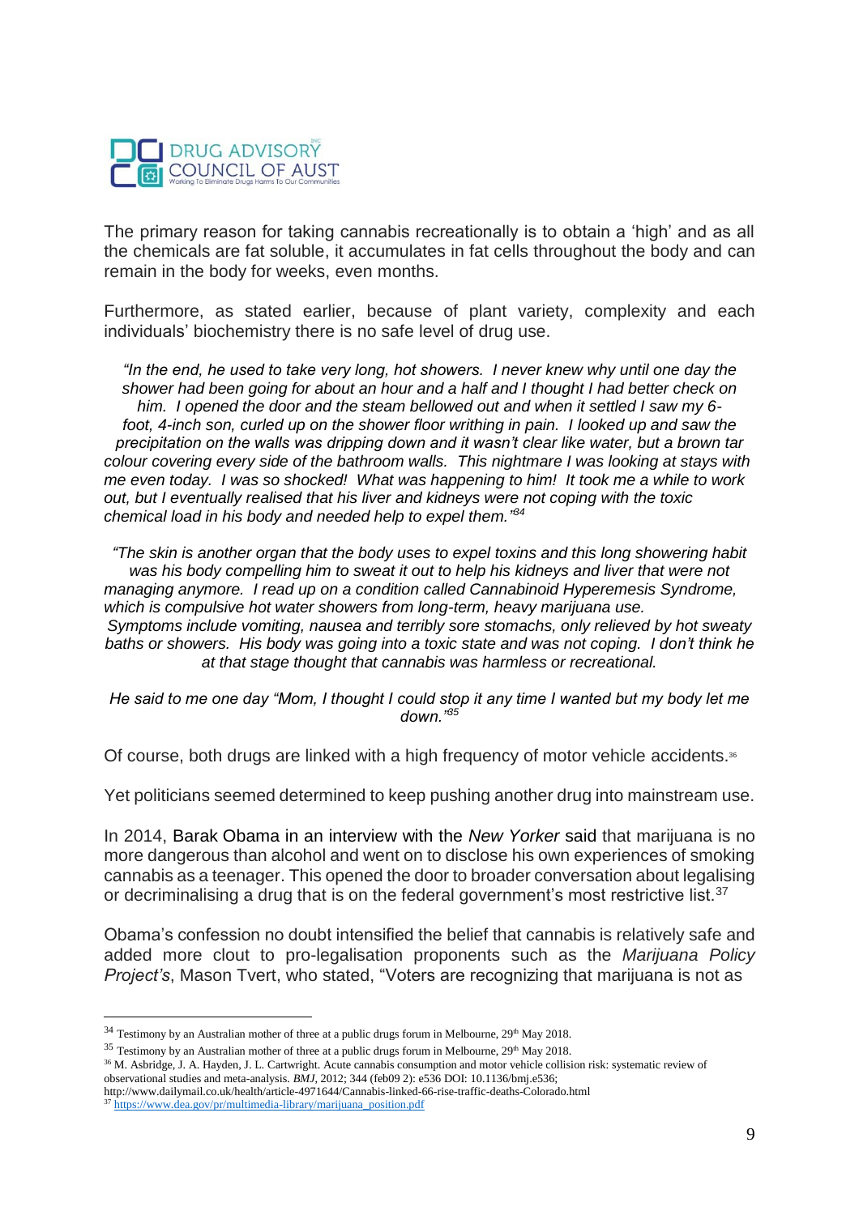The primary reason for taking cannabis recreationally is to obtain a 'high' and as all the chemicals are fat soluble, it accumulates in fat cells throughout the body and can remain in the body for weeks, even months.

Furthermore, as stated earlier, because of plant variety, complexity and each individuals' biochemistry there is no safe level of drug use.

> *"In the end, he used to take very long, hot showers. I never knew why until one day the shower had been going for about an hour and a half and I thought I had better check on him. I opened the door and the steam bellowed out and when it settled I saw my 6-foot, 4-inch son, curled up on the shower floor writhing in pain. I looked up and saw the precipitation on the walls was dripping down and it wasn't clear like water, but a brown tar colour covering every side of the bathroom walls. This nightmare I was looking at stays with me even today. I was so shocked! What was happening to him! It took me a while to work out, but I eventually realised that his liver and kidneys were not coping with the toxic chemical load in his body and needed help to expel them."*[34]

> *"The skin is another organ that the body uses to expel toxins and this long showering habit was his body compelling him to sweat it out to help his kidneys and liver that were not managing anymore. I read up on a condition called Cannabinoid Hyperemesis Syndrome, which is compulsive hot water showers from long-term, heavy marijuana use. Symptoms include vomiting, nausea and terribly sore stomachs, only relieved by hot sweaty baths or showers. His body was going into a toxic state and was not coping. I don't think he at that stage thought that cannabis was harmless or recreational.*

> *He said to me one day "Mom, I thought I could stop it any time I wanted but my body let me down."*[35]

Of course, both drugs are linked with a high frequency of motor vehicle accidents.[36]

Yet politicians seemed determined to keep pushing another drug into mainstream use.

In 2014, Barak Obama in an interview with the *New Yorker* said that marijuana is no more dangerous than alcohol and went on to disclose his own experiences of smoking cannabis as a teenager. This opened the door to broader conversation about legalising or decriminalising a drug that is on the federal government's most restrictive list.[37]

Obama's confession no doubt intensified the belief that cannabis is relatively safe and added more clout to pro-legalisation proponents such as the *Marijuana Policy Project's*, Mason Tvert, who stated, "Voters are recognizing that marijuana is not as

---

[34] Testimony by an Australian mother of three at a public drugs forum in Melbourne, 29th May 2018.

[35] Testimony by an Australian mother of three at a public drugs forum in Melbourne, 29th May 2018.

[36] M. Asbridge, J. A. Hayden, J. L. Cartwright. Acute cannabis consumption and motor vehicle collision risk: systematic review of observational studies and meta-analysis. *BMJ*, 2012; 344 (feb09 2): e536 DOI: 10.1136/bmj.e536; http://www.dailymail.co.uk/health/article-4971644/Cannabis-linked-66-rise-traffic-deaths-Colorado.html

[37] https://www.dea.gov/pr/multimedia-library/marijuana_position.pdf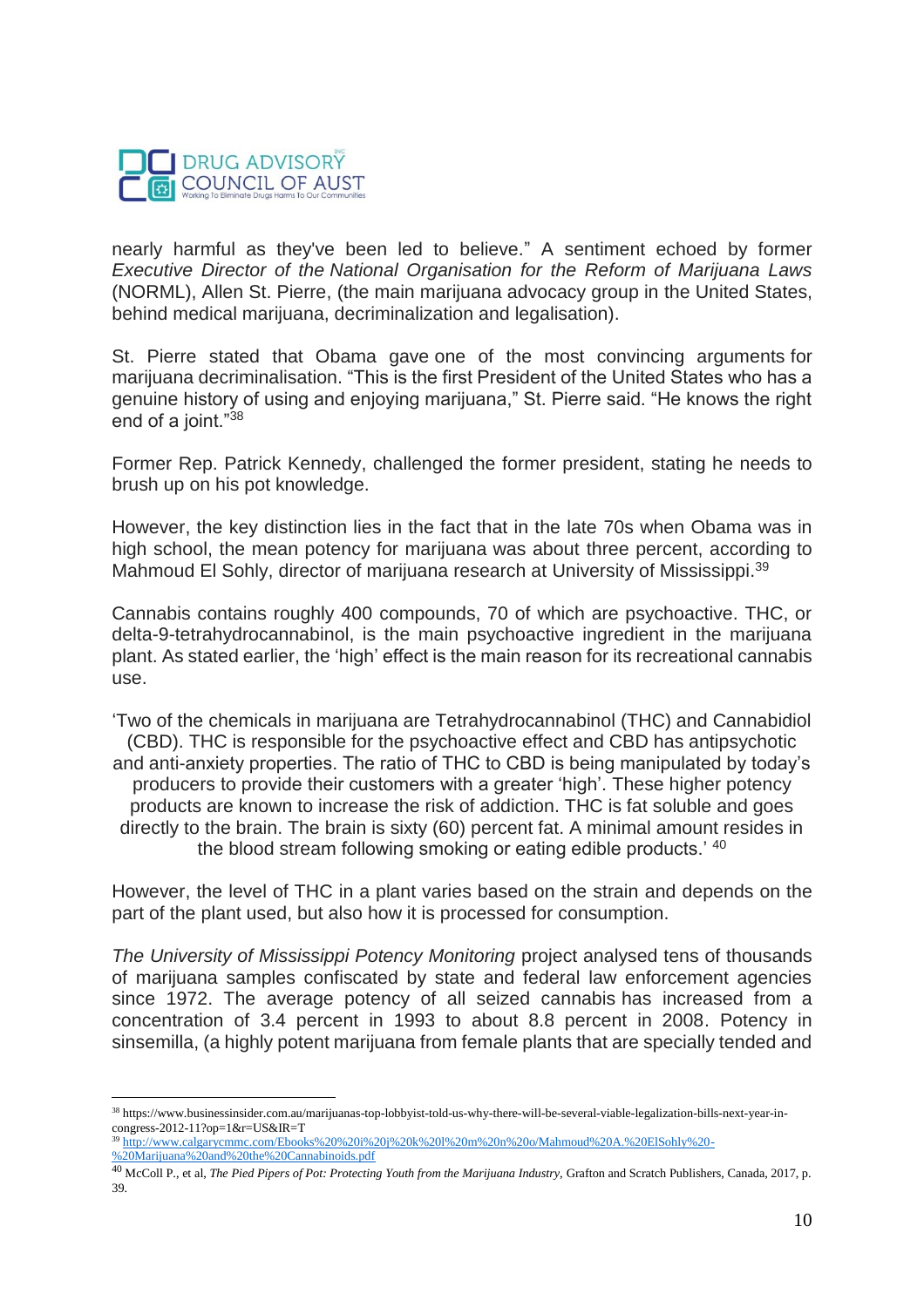nearly harmful as they've been led to believe." A sentiment echoed by former *Executive Director of the National Organisation for the Reform of Marijuana Laws* (NORML), Allen St. Pierre, (the main marijuana advocacy group in the United States, behind medical marijuana, decriminalization and legalisation).

St. Pierre stated that Obama gave one of the most convincing arguments for marijuana decriminalisation. "This is the first President of the United States who has a genuine history of using and enjoying marijuana," St. Pierre said. "He knows the right end of a joint."[38]

Former Rep. Patrick Kennedy, challenged the former president, stating he needs to brush up on his pot knowledge.

However, the key distinction lies in the fact that in the late 70s when Obama was in high school, the mean potency for marijuana was about three percent, according to Mahmoud El Sohly, director of marijuana research at University of Mississippi.[39]

Cannabis contains roughly 400 compounds, 70 of which are psychoactive. THC, or delta-9-tetrahydrocannabinol, is the main psychoactive ingredient in the marijuana plant. As stated earlier, the 'high' effect is the main reason for its recreational cannabis use.

'Two of the chemicals in marijuana are Tetrahydrocannabinol (THC) and Cannabidiol (CBD). THC is responsible for the psychoactive effect and CBD has antipsychotic and anti-anxiety properties. The ratio of THC to CBD is being manipulated by today's producers to provide their customers with a greater 'high'. These higher potency products are known to increase the risk of addiction. THC is fat soluble and goes directly to the brain. The brain is sixty (60) percent fat. A minimal amount resides in the blood stream following smoking or eating edible products.' [40]

However, the level of THC in a plant varies based on the strain and depends on the part of the plant used, but also how it is processed for consumption.

*The University of Mississippi Potency Monitoring* project analysed tens of thousands of marijuana samples confiscated by state and federal law enforcement agencies since 1972. The average potency of all seized cannabis has increased from a concentration of 3.4 percent in 1993 to about 8.8 percent in 2008. Potency in sinsemilla, (a highly potent marijuana from female plants that are specially tended and

---

[38] https://www.businessinsider.com.au/marijuanas-top-lobbyist-told-us-why-there-will-be-several-viable-legalization-bills-next-year-in-congress-2012-11?op=1&r=US&IR=T

[39] http://www.calgarycmmc.com/Ebooks%20%20i%20j%20k%20l%20m%20n%20o/Mahmoud%20A.%20ElSohly%20-%20Marijuana%20and%20the%20Cannabinoids.pdf

[40] McColl P., et al, *The Pied Pipers of Pot: Protecting Youth from the Marijuana Industry*, Grafton and Scratch Publishers, Canada, 2017, p. 39.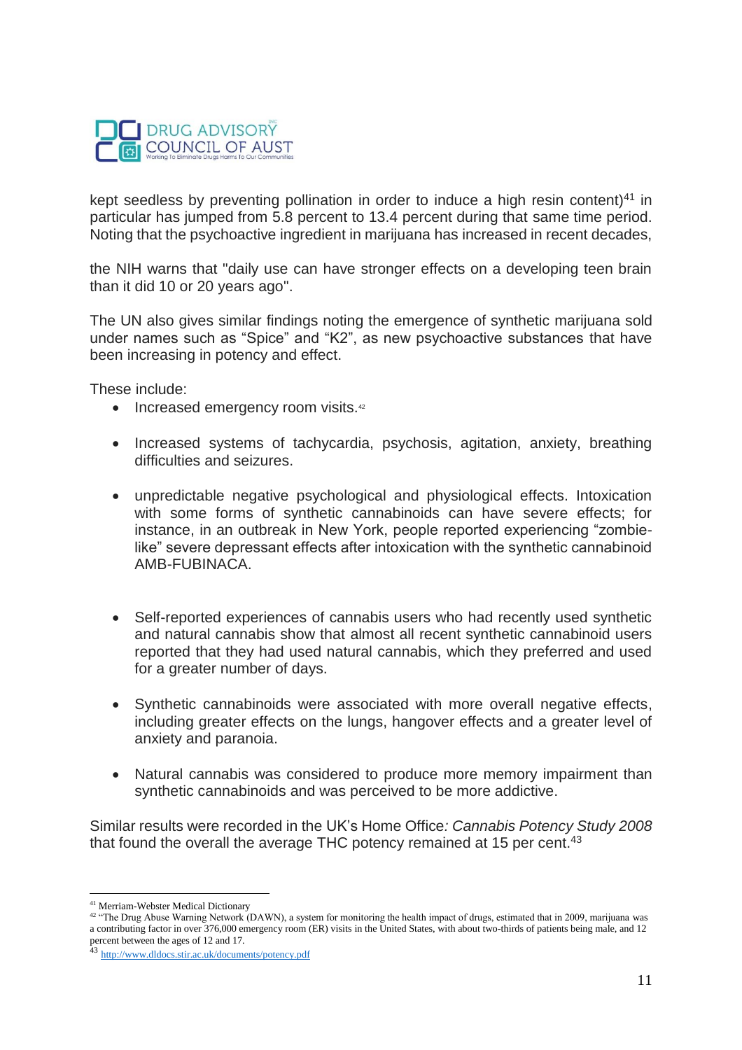kept seedless by preventing pollination in order to induce a high resin content)[41] in particular has jumped from 5.8 percent to 13.4 percent during that same time period. Noting that the psychoactive ingredient in marijuana has increased in recent decades,

the NIH warns that "daily use can have stronger effects on a developing teen brain than it did 10 or 20 years ago".

The UN also gives similar findings noting the emergence of synthetic marijuana sold under names such as "Spice" and "K2", as new psychoactive substances that have been increasing in potency and effect.

These include:

- Increased emergency room visits.[42]
- Increased systems of tachycardia, psychosis, agitation, anxiety, breathing difficulties and seizures.
- unpredictable negative psychological and physiological effects. Intoxication with some forms of synthetic cannabinoids can have severe effects; for instance, in an outbreak in New York, people reported experiencing "zombie-like" severe depressant effects after intoxication with the synthetic cannabinoid AMB-FUBINACA.
- Self-reported experiences of cannabis users who had recently used synthetic and natural cannabis show that almost all recent synthetic cannabinoid users reported that they had used natural cannabis, which they preferred and used for a greater number of days.
- Synthetic cannabinoids were associated with more overall negative effects, including greater effects on the lungs, hangover effects and a greater level of anxiety and paranoia.
- Natural cannabis was considered to produce more memory impairment than synthetic cannabinoids and was perceived to be more addictive.

Similar results were recorded in the UK's Home Office*: Cannabis Potency Study 2008* that found the overall the average THC potency remained at 15 per cent.[43]

---

[41] Merriam-Webster Medical Dictionary

[42] "The Drug Abuse Warning Network (DAWN), a system for monitoring the health impact of drugs, estimated that in 2009, marijuana was a contributing factor in over 376,000 emergency room (ER) visits in the United States, with about two-thirds of patients being male, and 12 percent between the ages of 12 and 17.

[43] http://www.dldocs.stir.ac.uk/documents/potency.pdf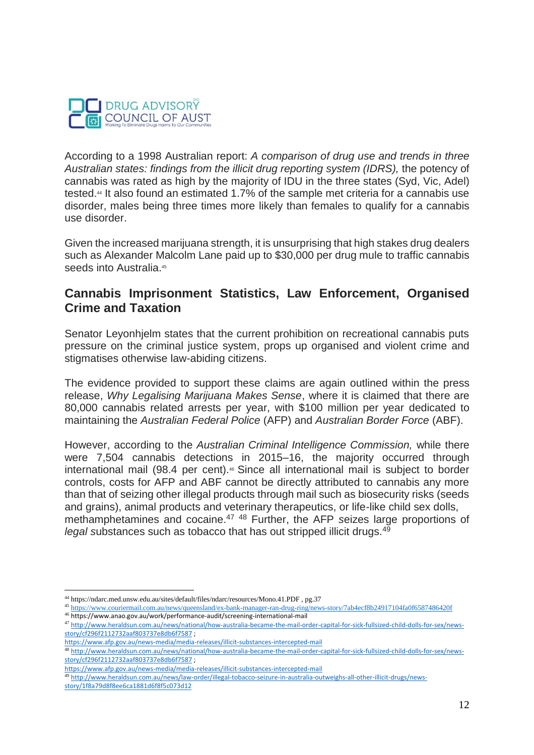According to a 1998 Australian report: *A comparison of drug use and trends in three Australian states: findings from the illicit drug reporting system (IDRS),* the potency of cannabis was rated as high by the majority of IDU in the three states (Syd, Vic, Adel) tested.[44] It also found an estimated 1.7% of the sample met criteria for a cannabis use disorder, males being three times more likely than females to qualify for a cannabis use disorder.

Given the increased marijuana strength, it is unsurprising that high stakes drug dealers such as Alexander Malcolm Lane paid up to $30,000 per drug mule to traffic cannabis seeds into Australia.[45]

## Cannabis Imprisonment Statistics, Law Enforcement, Organised Crime and Taxation

Senator Leyonhjelm states that the current prohibition on recreational cannabis puts pressure on the criminal justice system, props up organised and violent crime and stigmatises otherwise law-abiding citizens.

The evidence provided to support these claims are again outlined within the press release, *Why Legalising Marijuana Makes Sense*, where it is claimed that there are 80,000 cannabis related arrests per year, with $100 million per year dedicated to maintaining the *Australian Federal Police* (AFP) and *Australian Border Force* (ABF).

However, according to the *Australian Criminal Intelligence Commission,* while there were 7,504 cannabis detections in 2015–16, the majority occurred through international mail (98.4 per cent).[46] Since all international mail is subject to border controls, costs for AFP and ABF cannot be directly attributed to cannabis any more than that of seizing other illegal products through mail such as biosecurity risks (seeds and grains), animal products and veterinary therapeutics, or life-like child sex dolls, methamphetamines and cocaine.[47] [48] Further, the AFP seizes large proportions of *legal* substances such as tobacco that has out stripped illicit drugs.[49]

---

[44] https://ndarc.med.unsw.edu.au/sites/default/files/ndarc/resources/Mono.41.PDF , pg.37

[45] https://www.couriermail.com.au/news/queensland/ex-bank-manager-ran-drug-ring/news-story/7ab4ecf8b24917104fa0f6587486420f

[46] https://www.anao.gov.au/work/performance-audit/screening-international-mail

[47] http://www.heraldsun.com.au/news/national/how-australia-became-the-mail-order-capital-for-sick-fullsized-child-dolls-for-sex/news-story/cf296f2112732aaf803737e8db6f7587 ; https://www.afp.gov.au/news-media/media-releases/illicit-substances-intercepted-mail

[48] http://www.heraldsun.com.au/news/national/how-australia-became-the-mail-order-capital-for-sick-fullsized-child-dolls-for-sex/news-story/cf296f2112732aaf803737e8db6f7587 ; https://www.afp.gov.au/news-media/media-releases/illicit-substances-intercepted-mail

[49] http://www.heraldsun.com.au/news/law-order/illegal-tobacco-seizure-in-australia-outweighs-all-other-illicit-drugs/news-story/1f8a79d8f8ee6ca1881d6f8f5c073d12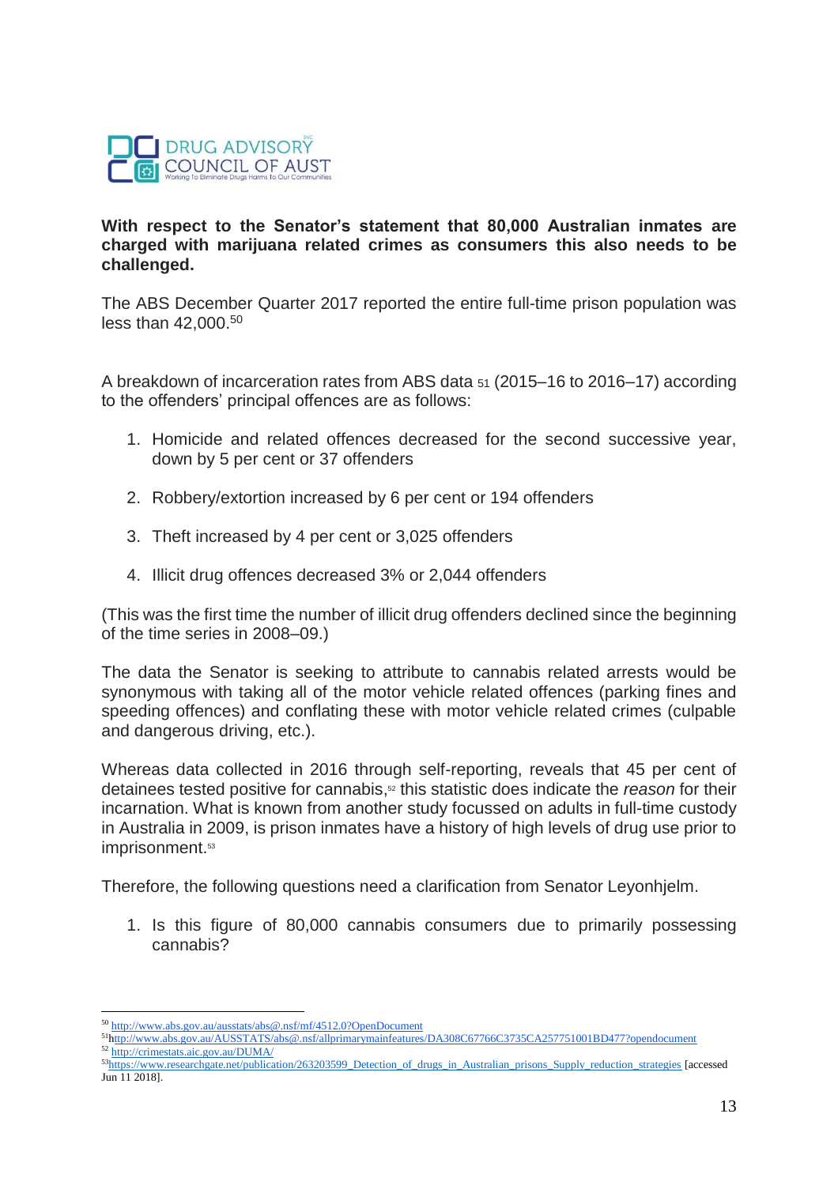DRUG ADVISORY COUNCIL OF AUST

Working To Eliminate Drugs Harms To Our Communities

**With respect to the Senator's statement that 80,000 Australian inmates are charged with marijuana related crimes as consumers this also needs to be challenged.**

The ABS December Quarter 2017 reported the entire full-time prison population was less than 42,000.[50]

A breakdown of incarceration rates from ABS data [51] (2015–16 to 2016–17) according to the offenders' principal offences are as follows:

1. Homicide and related offences decreased for the second successive year, down by 5 per cent or 37 offenders
2. Robbery/extortion increased by 6 per cent or 194 offenders
3. Theft increased by 4 per cent or 3,025 offenders
4. Illicit drug offences decreased 3% or 2,044 offenders

(This was the first time the number of illicit drug offenders declined since the beginning of the time series in 2008–09.)

The data the Senator is seeking to attribute to cannabis related arrests would be synonymous with taking all of the motor vehicle related offences (parking fines and speeding offences) and conflating these with motor vehicle related crimes (culpable and dangerous driving, etc.).

Whereas data collected in 2016 through self-reporting, reveals that 45 per cent of detainees tested positive for cannabis,[52] this statistic does indicate the *reason* for their incarnation. What is known from another study focussed on adults in full-time custody in Australia in 2009, is prison inmates have a history of high levels of drug use prior to imprisonment.[53]

Therefore, the following questions need a clarification from Senator Leyonhjelm.

1. Is this figure of 80,000 cannabis consumers due to primarily possessing cannabis?

---

[50] http://www.abs.gov.au/ausstats/abs@.nsf/mf/4512.0?OpenDocument

[51] http://www.abs.gov.au/AUSSTATS/abs@.nsf/allprimarymainfeatures/DA308C67766C3735CA257751001BD477?opendocument

[52] http://crimestats.aic.gov.au/DUMA/

[53] https://www.researchgate.net/publication/263203599_Detection_of_drugs_in_Australian_prisons_Supply_reduction_strategies [accessed Jun 11 2018].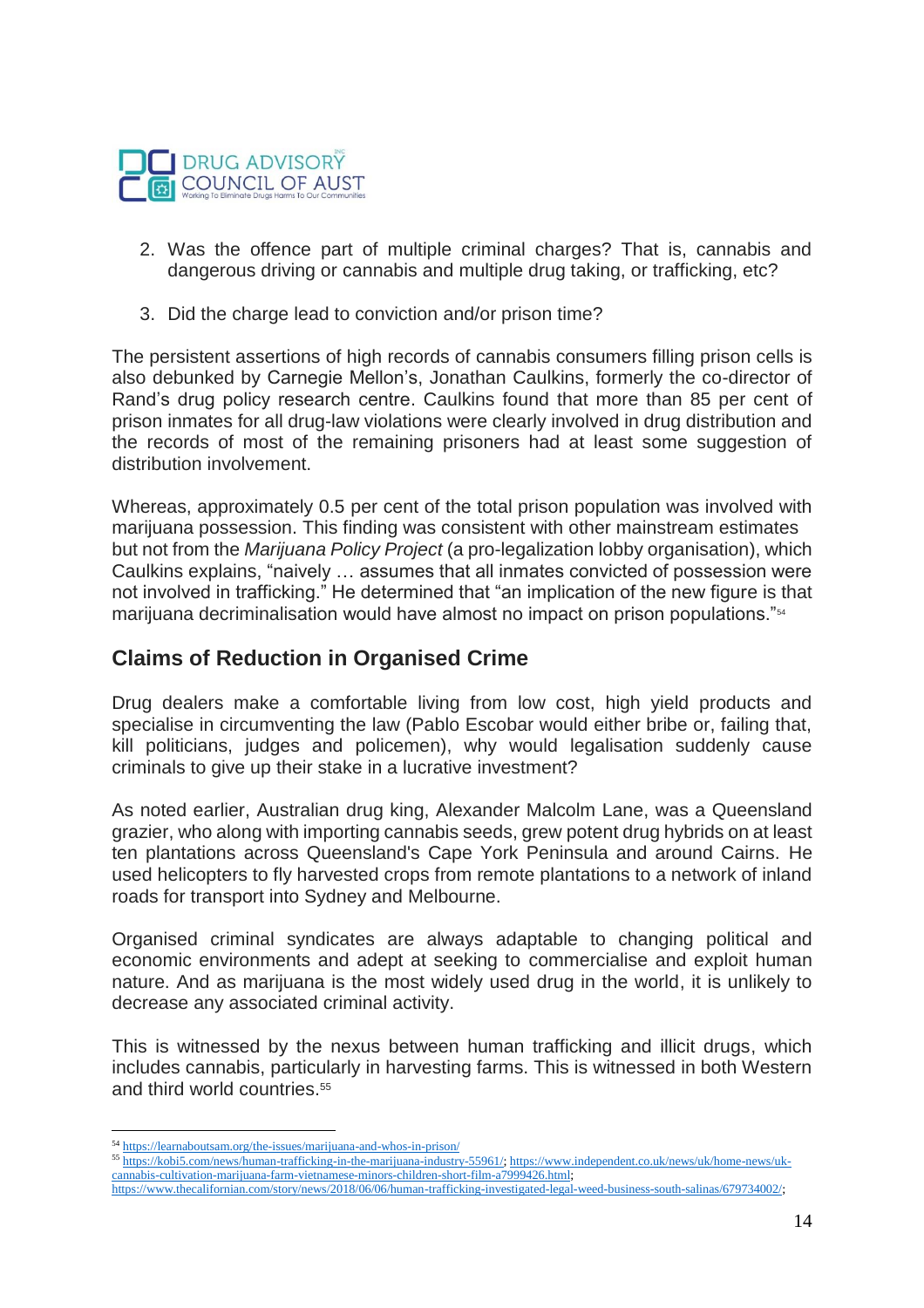2. Was the offence part of multiple criminal charges? That is, cannabis and dangerous driving or cannabis and multiple drug taking, or trafficking, etc?

3. Did the charge lead to conviction and/or prison time?

The persistent assertions of high records of cannabis consumers filling prison cells is also debunked by Carnegie Mellon's, Jonathan Caulkins, formerly the co-director of Rand's drug policy research centre. Caulkins found that more than 85 per cent of prison inmates for all drug-law violations were clearly involved in drug distribution and the records of most of the remaining prisoners had at least some suggestion of distribution involvement.

Whereas, approximately 0.5 per cent of the total prison population was involved with marijuana possession. This finding was consistent with other mainstream estimates but not from the *Marijuana Policy Project* (a pro-legalization lobby organisation), which Caulkins explains, "naively … assumes that all inmates convicted of possession were not involved in trafficking." He determined that "an implication of the new figure is that marijuana decriminalisation would have almost no impact on prison populations."[54]

## Claims of Reduction in Organised Crime

Drug dealers make a comfortable living from low cost, high yield products and specialise in circumventing the law (Pablo Escobar would either bribe or, failing that, kill politicians, judges and policemen), why would legalisation suddenly cause criminals to give up their stake in a lucrative investment?

As noted earlier, Australian drug king, Alexander Malcolm Lane, was a Queensland grazier, who along with importing cannabis seeds, grew potent drug hybrids on at least ten plantations across Queensland's Cape York Peninsula and around Cairns. He used helicopters to fly harvested crops from remote plantations to a network of inland roads for transport into Sydney and Melbourne.

Organised criminal syndicates are always adaptable to changing political and economic environments and adept at seeking to commercialise and exploit human nature. And as marijuana is the most widely used drug in the world, it is unlikely to decrease any associated criminal activity.

This is witnessed by the nexus between human trafficking and illicit drugs, which includes cannabis, particularly in harvesting farms. This is witnessed in both Western and third world countries.[55]

---

[54] https://learnaboutsam.org/the-issues/marijuana-and-whos-in-prison/

[55] https://kobi5.com/news/human-trafficking-in-the-marijuana-industry-55961/; https://www.independent.co.uk/news/uk/home-news/uk-cannabis-cultivation-marijuana-farm-vietnamese-minors-children-short-film-a7999426.html; https://www.thecalifornian.com/story/news/2018/06/06/human-trafficking-investigated-legal-weed-business-south-salinas/679734002/;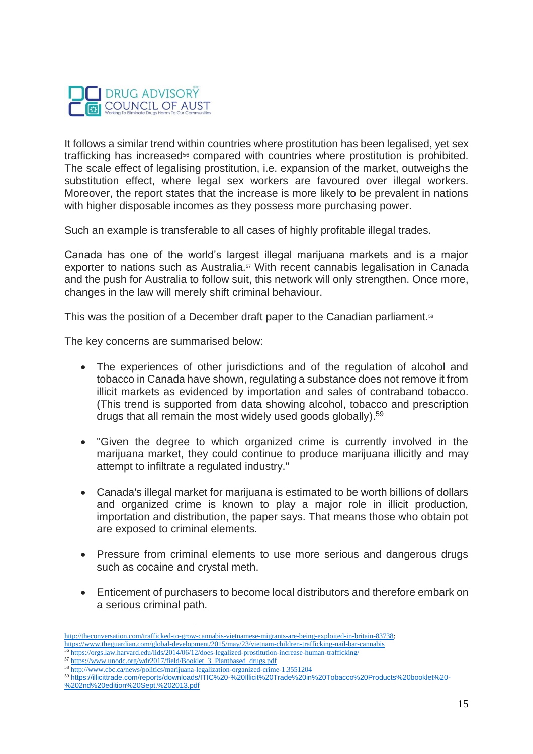It follows a similar trend within countries where prostitution has been legalised, yet sex trafficking has increased[56] compared with countries where prostitution is prohibited. The scale effect of legalising prostitution, i.e. expansion of the market, outweighs the substitution effect, where legal sex workers are favoured over illegal workers. Moreover, the report states that the increase is more likely to be prevalent in nations with higher disposable incomes as they possess more purchasing power.

Such an example is transferable to all cases of highly profitable illegal trades.

Canada has one of the world's largest illegal marijuana markets and is a major exporter to nations such as Australia.[57] With recent cannabis legalisation in Canada and the push for Australia to follow suit, this network will only strengthen. Once more, changes in the law will merely shift criminal behaviour.

This was the position of a December draft paper to the Canadian parliament.[58]

The key concerns are summarised below:

- The experiences of other jurisdictions and of the regulation of alcohol and tobacco in Canada have shown, regulating a substance does not remove it from illicit markets as evidenced by importation and sales of contraband tobacco. (This trend is supported from data showing alcohol, tobacco and prescription drugs that all remain the most widely used goods globally).[59]
- "Given the degree to which organized crime is currently involved in the marijuana market, they could continue to produce marijuana illicitly and may attempt to infiltrate a regulated industry."
- Canada's illegal market for marijuana is estimated to be worth billions of dollars and organized crime is known to play a major role in illicit production, importation and distribution, the paper says. That means those who obtain pot are exposed to criminal elements.
- Pressure from criminal elements to use more serious and dangerous drugs such as cocaine and crystal meth.
- Enticement of purchasers to become local distributors and therefore embark on a serious criminal path.

---

http://theconversation.com/trafficked-to-grow-cannabis-vietnamese-migrants-are-being-exploited-in-britain-83738; https://www.theguardian.com/global-development/2015/may/23/vietnam-children-trafficking-nail-bar-cannabis

[56] https://orgs.law.harvard.edu/lids/2014/06/12/does-legalized-prostitution-increase-human-trafficking/

[57] https://www.unodc.org/wdr2017/field/Booklet_3_Plantbased_drugs.pdf

[58] http://www.cbc.ca/news/politics/marijuana-legalization-organized-crime-1.3551204

[59] https://illicittrade.com/reports/downloads/ITIC%20-%20Illicit%20Trade%20in%20Tobacco%20Products%20booklet%20-%202nd%20edition%20Sept.%202013.pdf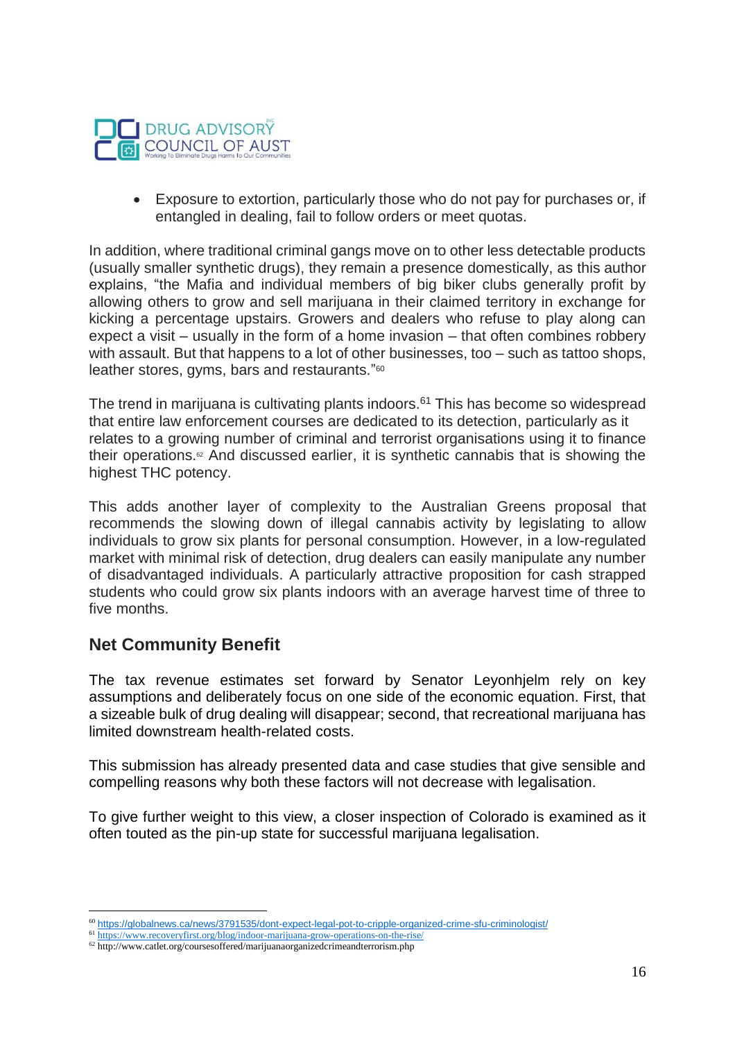- Exposure to extortion, particularly those who do not pay for purchases or, if entangled in dealing, fail to follow orders or meet quotas.

In addition, where traditional criminal gangs move on to other less detectable products (usually smaller synthetic drugs), they remain a presence domestically, as this author explains, "the Mafia and individual members of big biker clubs generally profit by allowing others to grow and sell marijuana in their claimed territory in exchange for kicking a percentage upstairs. Growers and dealers who refuse to play along can expect a visit – usually in the form of a home invasion – that often combines robbery with assault. But that happens to a lot of other businesses, too – such as tattoo shops, leather stores, gyms, bars and restaurants."[60]

The trend in marijuana is cultivating plants indoors.[61] This has become so widespread that entire law enforcement courses are dedicated to its detection, particularly as it relates to a growing number of criminal and terrorist organisations using it to finance their operations.[62] And discussed earlier, it is synthetic cannabis that is showing the highest THC potency.

This adds another layer of complexity to the Australian Greens proposal that recommends the slowing down of illegal cannabis activity by legislating to allow individuals to grow six plants for personal consumption. However, in a low-regulated market with minimal risk of detection, drug dealers can easily manipulate any number of disadvantaged individuals. A particularly attractive proposition for cash strapped students who could grow six plants indoors with an average harvest time of three to five months.

## Net Community Benefit

The tax revenue estimates set forward by Senator Leyonhjelm rely on key assumptions and deliberately focus on one side of the economic equation. First, that a sizeable bulk of drug dealing will disappear; second, that recreational marijuana has limited downstream health-related costs.

This submission has already presented data and case studies that give sensible and compelling reasons why both these factors will not decrease with legalisation.

To give further weight to this view, a closer inspection of Colorado is examined as it often touted as the pin-up state for successful marijuana legalisation.

---

[60] https://globalnews.ca/news/3791535/dont-expect-legal-pot-to-cripple-organized-crime-sfu-criminologist/

[61] https://www.recoveryfirst.org/blog/indoor-marijuana-grow-operations-on-the-rise/

[62] http://www.catlet.org/coursesoffered/marijuanaorganizedcrimeandterrorism.php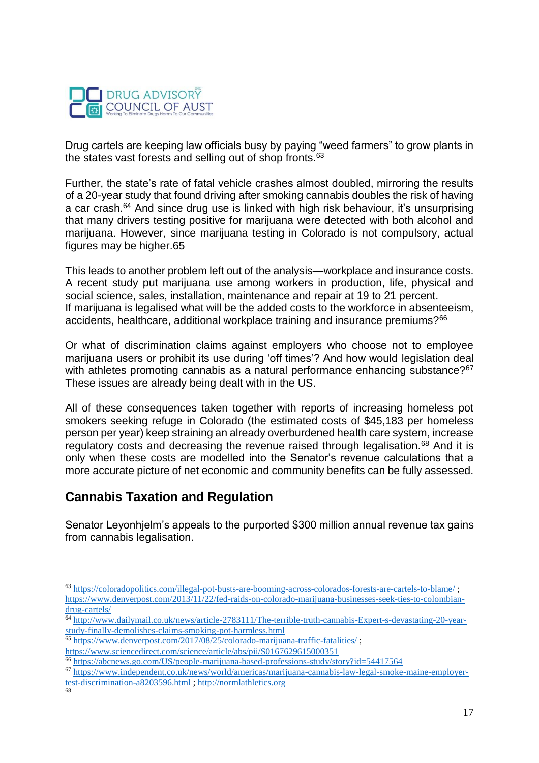Drug cartels are keeping law officials busy by paying "weed farmers" to grow plants in the states vast forests and selling out of shop fronts.[63]

Further, the state's rate of fatal vehicle crashes almost doubled, mirroring the results of a 20-year study that found driving after smoking cannabis doubles the risk of having a car crash.[64] And since drug use is linked with high risk behaviour, it's unsurprising that many drivers testing positive for marijuana were detected with both alcohol and marijuana. However, since marijuana testing in Colorado is not compulsory, actual figures may be higher.65

This leads to another problem left out of the analysis—workplace and insurance costs. A recent study put marijuana use among workers in production, life, physical and social science, sales, installation, maintenance and repair at 19 to 21 percent.
If marijuana is legalised what will be the added costs to the workforce in absenteeism, accidents, healthcare, additional workplace training and insurance premiums?[66]

Or what of discrimination claims against employers who choose not to employee marijuana users or prohibit its use during 'off times'? And how would legislation deal with athletes promoting cannabis as a natural performance enhancing substance?[67] These issues are already being dealt with in the US.

All of these consequences taken together with reports of increasing homeless pot smokers seeking refuge in Colorado (the estimated costs of $45,183 per homeless person per year) keep straining an already overburdened health care system, increase regulatory costs and decreasing the revenue raised through legalisation.[68] And it is only when these costs are modelled into the Senator's revenue calculations that a more accurate picture of net economic and community benefits can be fully assessed.

## Cannabis Taxation and Regulation

Senator Leyonhjelm's appeals to the purported $300 million annual revenue tax gains from cannabis legalisation.

---

[63] https://coloradopolitics.com/illegal-pot-busts-are-booming-across-colorados-forests-are-cartels-to-blame/ ; https://www.denverpost.com/2013/11/22/fed-raids-on-colorado-marijuana-businesses-seek-ties-to-colombian-drug-cartels/

[64] http://www.dailymail.co.uk/news/article-2783111/The-terrible-truth-cannabis-Expert-s-devastating-20-year-study-finally-demolishes-claims-smoking-pot-harmless.html

[65] https://www.denverpost.com/2017/08/25/colorado-marijuana-traffic-fatalities/ ; https://www.sciencedirect.com/science/article/abs/pii/S0167629615000351

[66] https://abcnews.go.com/US/people-marijuana-based-professions-study/story?id=54417564

[67] https://www.independent.co.uk/news/world/americas/marijuana-cannabis-law-legal-smoke-maine-employer-test-discrimination-a8203596.html ; http://normlathletics.org

[68]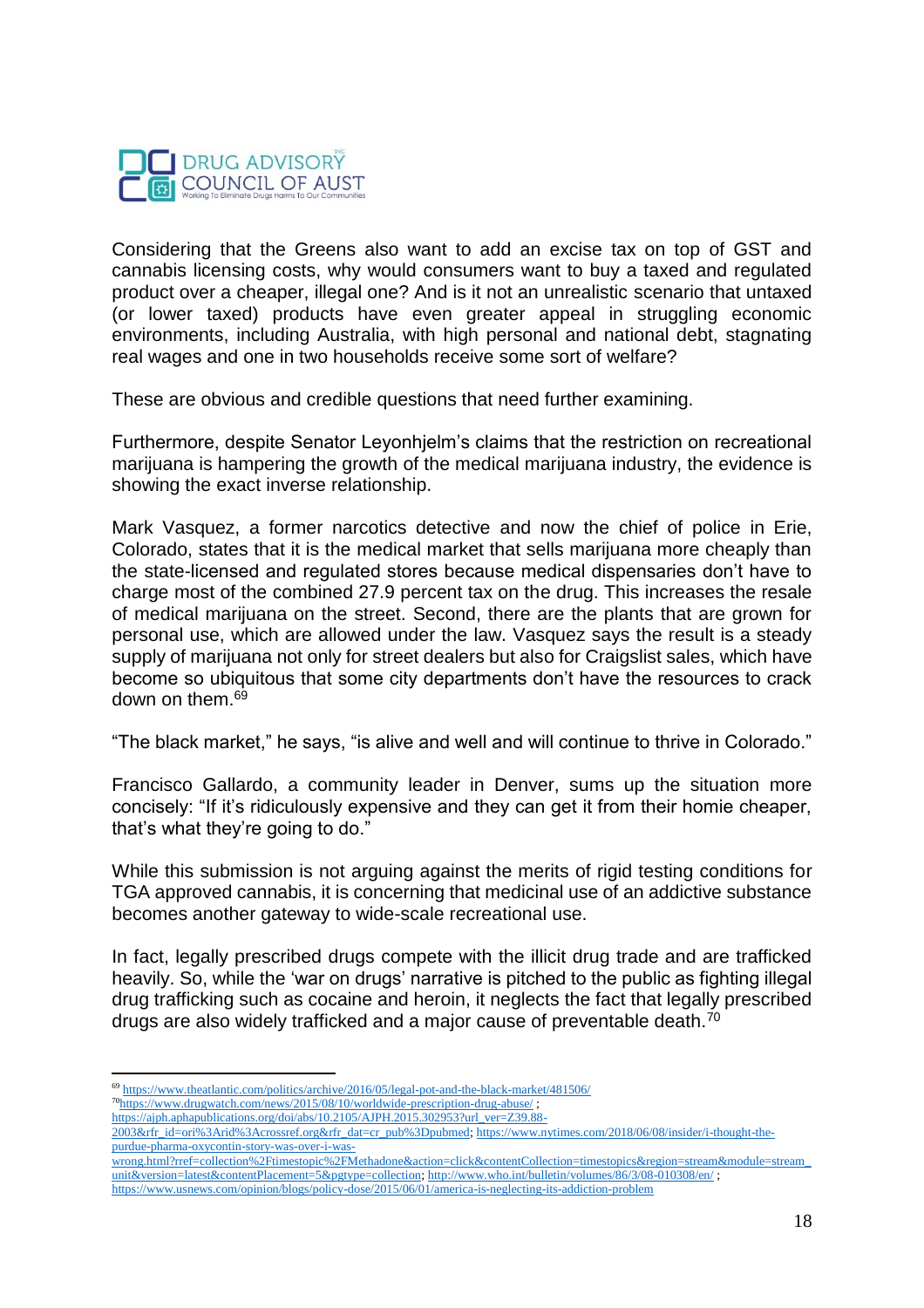Considering that the Greens also want to add an excise tax on top of GST and cannabis licensing costs, why would consumers want to buy a taxed and regulated product over a cheaper, illegal one? And is it not an unrealistic scenario that untaxed (or lower taxed) products have even greater appeal in struggling economic environments, including Australia, with high personal and national debt, stagnating real wages and one in two households receive some sort of welfare?

These are obvious and credible questions that need further examining.

Furthermore, despite Senator Leyonhjelm's claims that the restriction on recreational marijuana is hampering the growth of the medical marijuana industry, the evidence is showing the exact inverse relationship.

Mark Vasquez, a former narcotics detective and now the chief of police in Erie, Colorado, states that it is the medical market that sells marijuana more cheaply than the state-licensed and regulated stores because medical dispensaries don't have to charge most of the combined 27.9 percent tax on the drug. This increases the resale of medical marijuana on the street. Second, there are the plants that are grown for personal use, which are allowed under the law. Vasquez says the result is a steady supply of marijuana not only for street dealers but also for Craigslist sales, which have become so ubiquitous that some city departments don't have the resources to crack down on them.[69]

"The black market," he says, "is alive and well and will continue to thrive in Colorado."

Francisco Gallardo, a community leader in Denver, sums up the situation more concisely: "If it's ridiculously expensive and they can get it from their homie cheaper, that's what they're going to do."

While this submission is not arguing against the merits of rigid testing conditions for TGA approved cannabis, it is concerning that medicinal use of an addictive substance becomes another gateway to wide-scale recreational use.

In fact, legally prescribed drugs compete with the illicit drug trade and are trafficked heavily. So, while the 'war on drugs' narrative is pitched to the public as fighting illegal drug trafficking such as cocaine and heroin, it neglects the fact that legally prescribed drugs are also widely trafficked and a major cause of preventable death.[70]

---

[69] https://www.theatlantic.com/politics/archive/2016/05/legal-pot-and-the-black-market/481506/

[70] https://www.drugwatch.com/news/2015/08/10/worldwide-prescription-drug-abuse/ ; https://ajph.aphapublications.org/doi/abs/10.2105/AJPH.2015.302953?url_ver=Z39.88-2003&rfr_id=ori%3Arid%3Acrossref.org&rfr_dat=cr_pub%3Dpubmed; https://www.nytimes.com/2018/06/08/insider/i-thought-the-purdue-pharma-oxycontin-story-was-over-i-was-wrong.html?rref=collection%2Ftimestopic%2FMethadone&action=click&contentCollection=timestopics&region=stream&module=stream_unit&version=latest&contentPlacement=5&pgtype=collection; http://www.who.int/bulletin/volumes/86/3/08-010308/en/ ; https://www.usnews.com/opinion/blogs/policy-dose/2015/06/01/america-is-neglecting-its-addiction-problem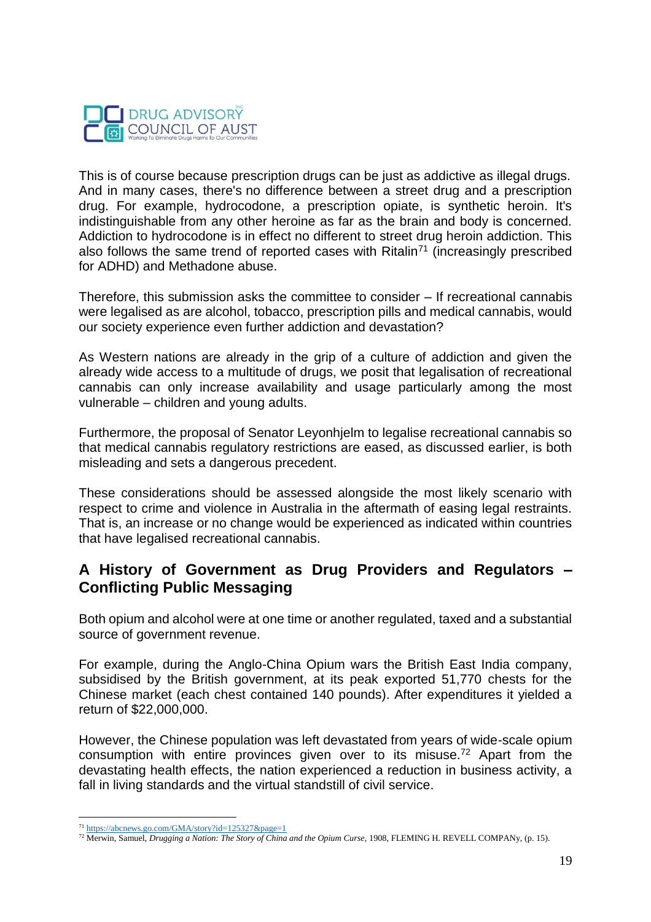This is of course because prescription drugs can be just as addictive as illegal drugs. And in many cases, there's no difference between a street drug and a prescription drug. For example, hydrocodone, a prescription opiate, is synthetic heroin. It's indistinguishable from any other heroine as far as the brain and body is concerned. Addiction to hydrocodone is in effect no different to street drug heroin addiction. This also follows the same trend of reported cases with Ritalin[71] (increasingly prescribed for ADHD) and Methadone abuse.

Therefore, this submission asks the committee to consider – If recreational cannabis were legalised as are alcohol, tobacco, prescription pills and medical cannabis, would our society experience even further addiction and devastation?

As Western nations are already in the grip of a culture of addiction and given the already wide access to a multitude of drugs, we posit that legalisation of recreational cannabis can only increase availability and usage particularly among the most vulnerable – children and young adults.

Furthermore, the proposal of Senator Leyonhjelm to legalise recreational cannabis so that medical cannabis regulatory restrictions are eased, as discussed earlier, is both misleading and sets a dangerous precedent.

These considerations should be assessed alongside the most likely scenario with respect to crime and violence in Australia in the aftermath of easing legal restraints. That is, an increase or no change would be experienced as indicated within countries that have legalised recreational cannabis.

## A History of Government as Drug Providers and Regulators – Conflicting Public Messaging

Both opium and alcohol were at one time or another regulated, taxed and a substantial source of government revenue.

For example, during the Anglo-China Opium wars the British East India company, subsidised by the British government, at its peak exported 51,770 chests for the Chinese market (each chest contained 140 pounds). After expenditures it yielded a return of $22,000,000.

However, the Chinese population was left devastated from years of wide-scale opium consumption with entire provinces given over to its misuse.[72] Apart from the devastating health effects, the nation experienced a reduction in business activity, a fall in living standards and the virtual standstill of civil service.

---

[71] https://abcnews.go.com/GMA/story?id=125327&page=1

[72] Merwin, Samuel, *Drugging a Nation: The Story of China and the Opium Curse*, 1908, FLEMING H. REVELL COMPANy, (p. 15).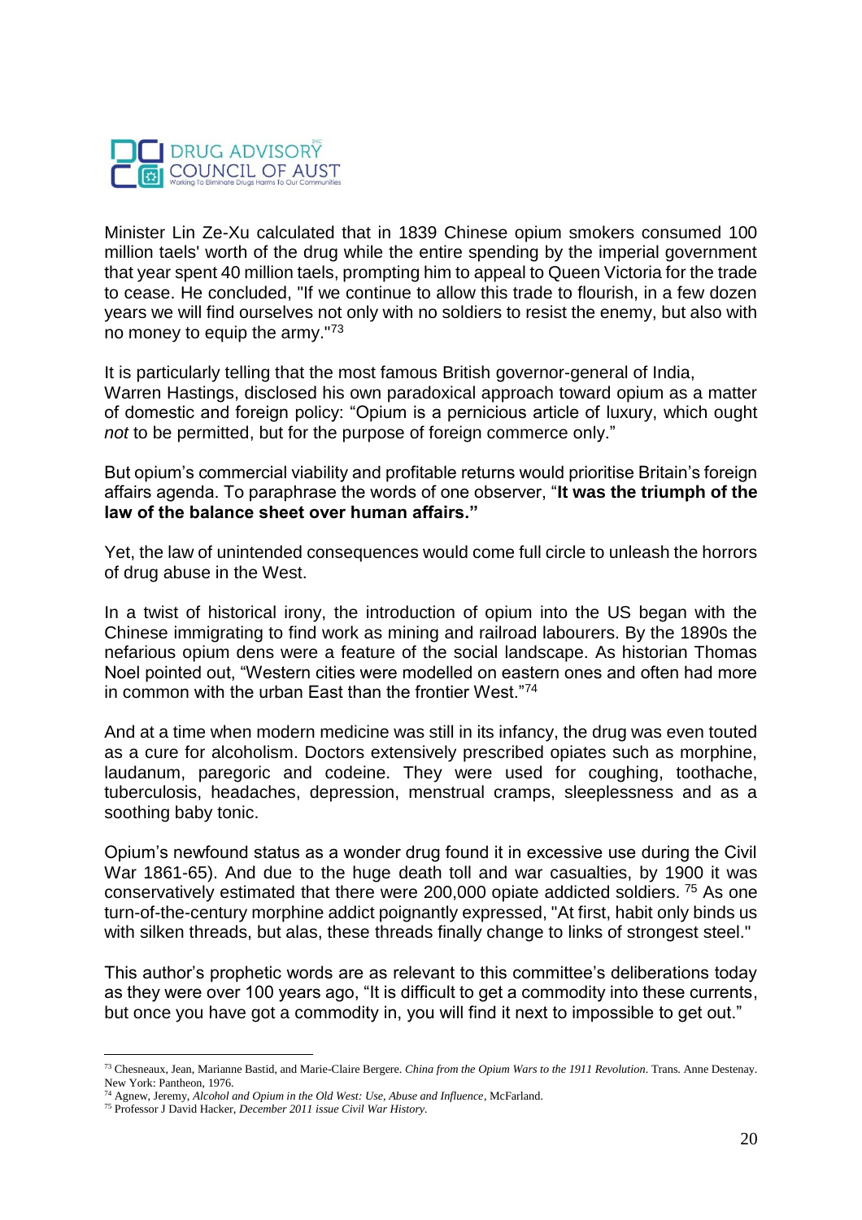Minister Lin Ze-Xu calculated that in 1839 Chinese opium smokers consumed 100 million taels' worth of the drug while the entire spending by the imperial government that year spent 40 million taels, prompting him to appeal to Queen Victoria for the trade to cease. He concluded, "If we continue to allow this trade to flourish, in a few dozen years we will find ourselves not only with no soldiers to resist the enemy, but also with no money to equip the army."[73]

It is particularly telling that the most famous British governor-general of India, Warren Hastings, disclosed his own paradoxical approach toward opium as a matter of domestic and foreign policy: "Opium is a pernicious article of luxury, which ought *not* to be permitted, but for the purpose of foreign commerce only."

But opium's commercial viability and profitable returns would prioritise Britain's foreign affairs agenda. To paraphrase the words of one observer, "**It was the triumph of the law of the balance sheet over human affairs."**

Yet, the law of unintended consequences would come full circle to unleash the horrors of drug abuse in the West.

In a twist of historical irony, the introduction of opium into the US began with the Chinese immigrating to find work as mining and railroad labourers. By the 1890s the nefarious opium dens were a feature of the social landscape. As historian Thomas Noel pointed out, "Western cities were modelled on eastern ones and often had more in common with the urban East than the frontier West."[74]

And at a time when modern medicine was still in its infancy, the drug was even touted as a cure for alcoholism. Doctors extensively prescribed opiates such as morphine, laudanum, paregoric and codeine. They were used for coughing, toothache, tuberculosis, headaches, depression, menstrual cramps, sleeplessness and as a soothing baby tonic.

Opium's newfound status as a wonder drug found it in excessive use during the Civil War 1861-65). And due to the huge death toll and war casualties, by 1900 it was conservatively estimated that there were 200,000 opiate addicted soldiers. [75] As one turn-of-the-century morphine addict poignantly expressed, "At first, habit only binds us with silken threads, but alas, these threads finally change to links of strongest steel."

This author's prophetic words are as relevant to this committee's deliberations today as they were over 100 years ago, "It is difficult to get a commodity into these currents, but once you have got a commodity in, you will find it next to impossible to get out."

---

[73] Chesneaux, Jean, Marianne Bastid, and Marie-Claire Bergere. *China from the Opium Wars to the 1911 Revolution*. Trans. Anne Destenay. New York: Pantheon, 1976.

[74] Agnew, Jeremy, *Alcohol and Opium in the Old West: Use, Abuse and Influence*, McFarland.

[75] Professor J David Hacker, *December 2011 issue Civil War History.*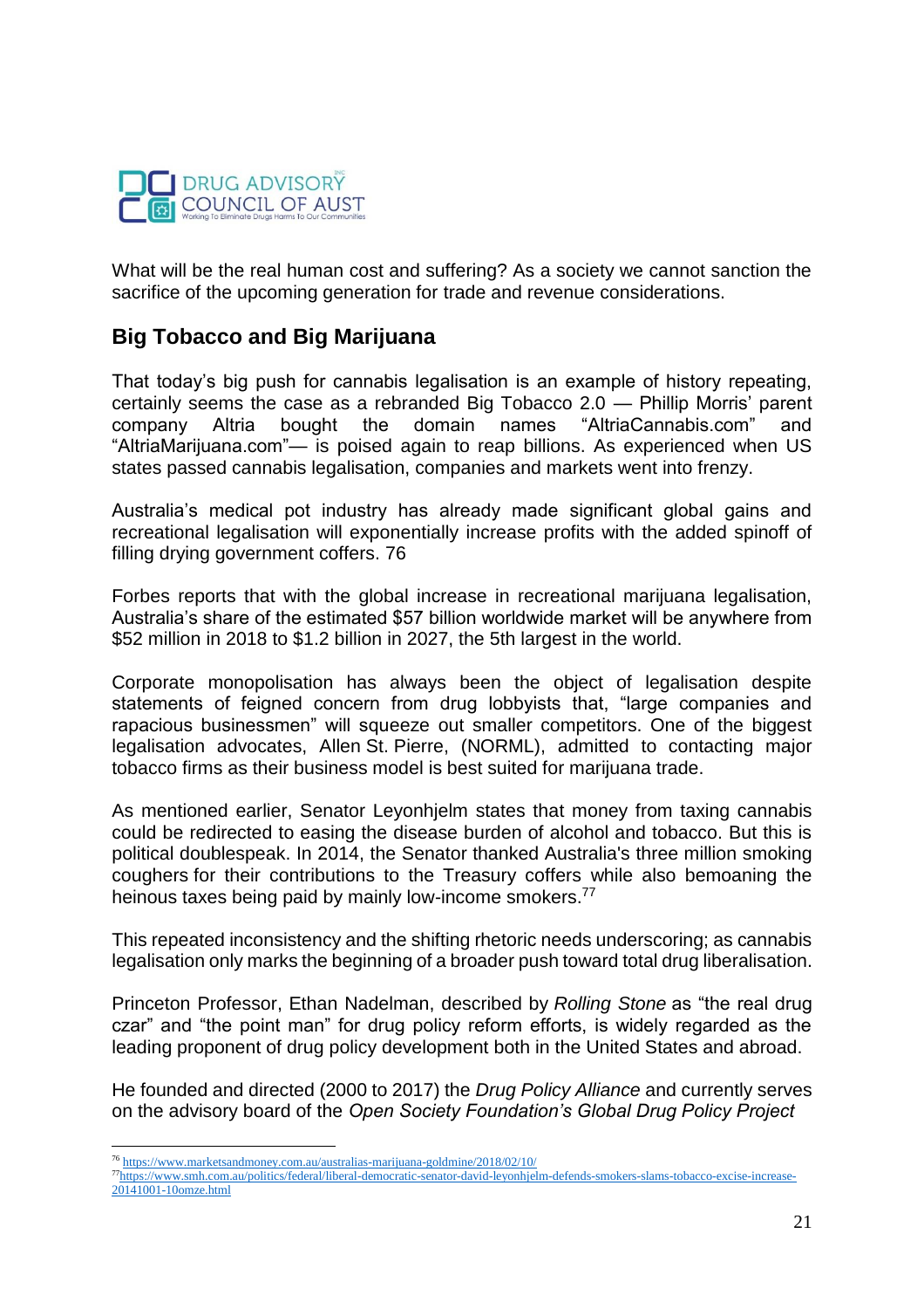What will be the real human cost and suffering? As a society we cannot sanction the sacrifice of the upcoming generation for trade and revenue considerations.

## Big Tobacco and Big Marijuana

That today's big push for cannabis legalisation is an example of history repeating, certainly seems the case as a rebranded Big Tobacco 2.0 — Phillip Morris' parent company Altria bought the domain names "AltriaCannabis.com" and "AltriaMarijuana.com"— is poised again to reap billions. As experienced when US states passed cannabis legalisation, companies and markets went into frenzy.

Australia's medical pot industry has already made significant global gains and recreational legalisation will exponentially increase profits with the added spinoff of filling drying government coffers. 76

Forbes reports that with the global increase in recreational marijuana legalisation, Australia's share of the estimated $57 billion worldwide market will be anywhere from $52 million in 2018 to $1.2 billion in 2027, the 5th largest in the world.

Corporate monopolisation has always been the object of legalisation despite statements of feigned concern from drug lobbyists that, "large companies and rapacious businessmen" will squeeze out smaller competitors. One of the biggest legalisation advocates, Allen St. Pierre, (NORML), admitted to contacting major tobacco firms as their business model is best suited for marijuana trade.

As mentioned earlier, Senator Leyonhjelm states that money from taxing cannabis could be redirected to easing the disease burden of alcohol and tobacco. But this is political doublespeak. In 2014, the Senator thanked Australia's three million smoking coughers for their contributions to the Treasury coffers while also bemoaning the heinous taxes being paid by mainly low-income smokers.[77]

This repeated inconsistency and the shifting rhetoric needs underscoring; as cannabis legalisation only marks the beginning of a broader push toward total drug liberalisation.

Princeton Professor, Ethan Nadelman, described by *Rolling Stone* as "the real drug czar" and "the point man" for drug policy reform efforts, is widely regarded as the leading proponent of drug policy development both in the United States and abroad.

He founded and directed (2000 to 2017) the *Drug Policy Alliance* and currently serves on the advisory board of the *Open Society Foundation's Global Drug Policy Project*

[76] https://www.marketsandmoney.com.au/australias-marijuana-goldmine/2018/02/10/

[77] https://www.smh.com.au/politics/federal/liberal-democratic-senator-david-leyonhjelm-defends-smokers-slams-tobacco-excise-increase-20141001-10omze.html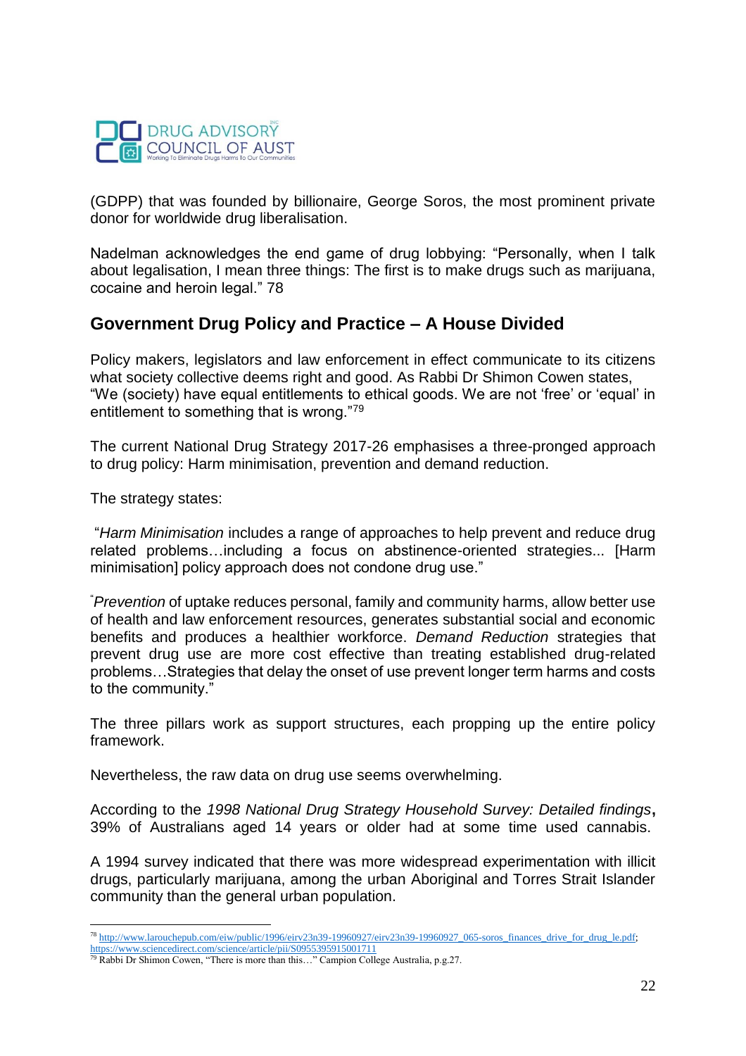(GDPP) that was founded by billionaire, George Soros, the most prominent private donor for worldwide drug liberalisation.

Nadelman acknowledges the end game of drug lobbying: "Personally, when I talk about legalisation, I mean three things: The first is to make drugs such as marijuana, cocaine and heroin legal." 78

## Government Drug Policy and Practice – A House Divided

Policy makers, legislators and law enforcement in effect communicate to its citizens what society collective deems right and good. As Rabbi Dr Shimon Cowen states, "We (society) have equal entitlements to ethical goods. We are not 'free' or 'equal' in entitlement to something that is wrong."[79]

The current National Drug Strategy 2017-26 emphasises a three-pronged approach to drug policy: Harm minimisation, prevention and demand reduction.

The strategy states:

"*Harm Minimisation* includes a range of approaches to help prevent and reduce drug related problems…including a focus on abstinence-oriented strategies... [Harm minimisation] policy approach does not condone drug use."

"*Prevention* of uptake reduces personal, family and community harms, allow better use of health and law enforcement resources, generates substantial social and economic benefits and produces a healthier workforce. *Demand Reduction* strategies that prevent drug use are more cost effective than treating established drug-related problems…Strategies that delay the onset of use prevent longer term harms and costs to the community."

The three pillars work as support structures, each propping up the entire policy framework.

Nevertheless, the raw data on drug use seems overwhelming.

According to the *1998 National Drug Strategy Household Survey: Detailed findings***,** 39% of Australians aged 14 years or older had at some time used cannabis.

A 1994 survey indicated that there was more widespread experimentation with illicit drugs, particularly marijuana, among the urban Aboriginal and Torres Strait Islander community than the general urban population.

---

[78] http://www.larouchepub.com/eiw/public/1996/eirv23n39-19960927/eirv23n39-19960927_065-soros_finances_drive_for_drug_le.pdf; https://www.sciencedirect.com/science/article/pii/S0955395915001711

[79] Rabbi Dr Shimon Cowen, "There is more than this…" Campion College Australia, p.g.27.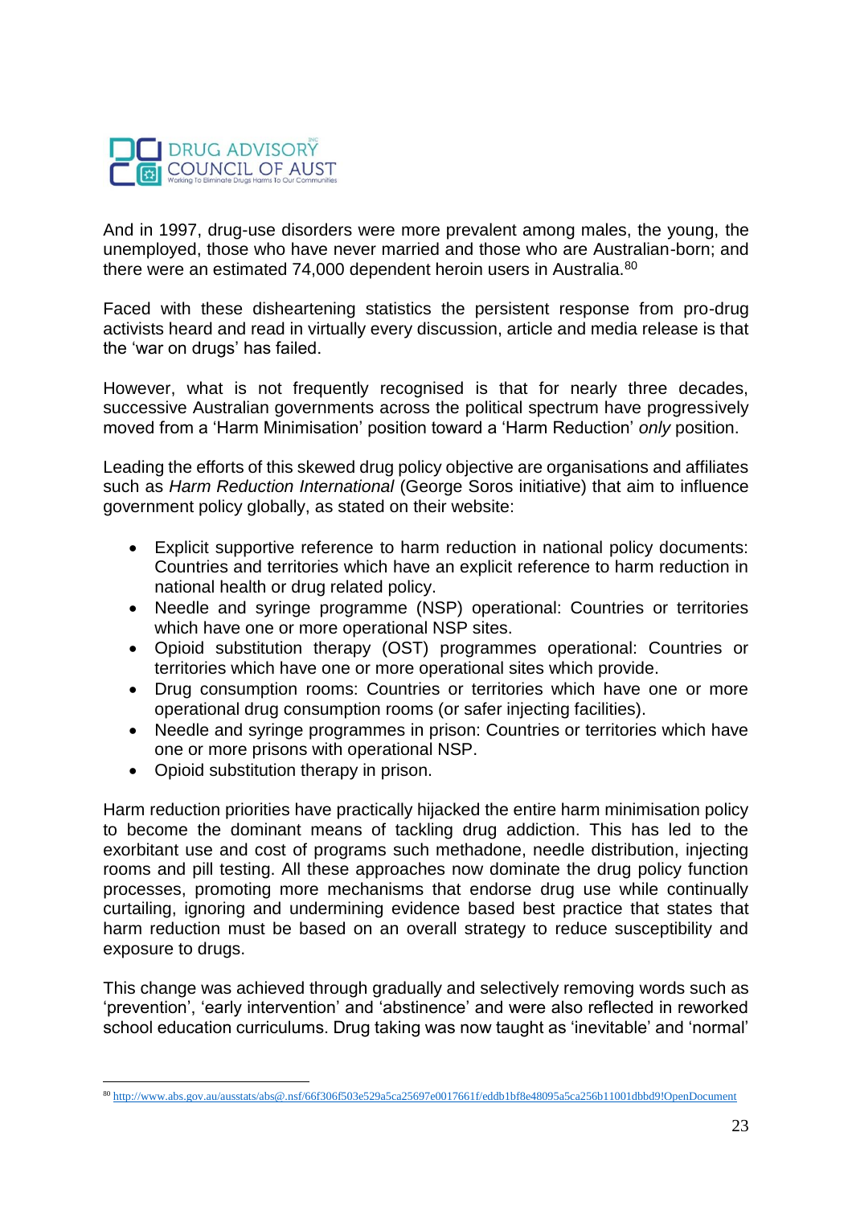And in 1997, drug-use disorders were more prevalent among males, the young, the unemployed, those who have never married and those who are Australian-born; and there were an estimated 74,000 dependent heroin users in Australia.[80]

Faced with these disheartening statistics the persistent response from pro-drug activists heard and read in virtually every discussion, article and media release is that the 'war on drugs' has failed.

However, what is not frequently recognised is that for nearly three decades, successive Australian governments across the political spectrum have progressively moved from a 'Harm Minimisation' position toward a 'Harm Reduction' *only* position.

Leading the efforts of this skewed drug policy objective are organisations and affiliates such as *Harm Reduction International* (George Soros initiative) that aim to influence government policy globally, as stated on their website:

- Explicit supportive reference to harm reduction in national policy documents: Countries and territories which have an explicit reference to harm reduction in national health or drug related policy.
- Needle and syringe programme (NSP) operational: Countries or territories which have one or more operational NSP sites.
- Opioid substitution therapy (OST) programmes operational: Countries or territories which have one or more operational sites which provide.
- Drug consumption rooms: Countries or territories which have one or more operational drug consumption rooms (or safer injecting facilities).
- Needle and syringe programmes in prison: Countries or territories which have one or more prisons with operational NSP.
- Opioid substitution therapy in prison.

Harm reduction priorities have practically hijacked the entire harm minimisation policy to become the dominant means of tackling drug addiction. This has led to the exorbitant use and cost of programs such methadone, needle distribution, injecting rooms and pill testing. All these approaches now dominate the drug policy function processes, promoting more mechanisms that endorse drug use while continually curtailing, ignoring and undermining evidence based best practice that states that harm reduction must be based on an overall strategy to reduce susceptibility and exposure to drugs.

This change was achieved through gradually and selectively removing words such as 'prevention', 'early intervention' and 'abstinence' and were also reflected in reworked school education curriculums. Drug taking was now taught as 'inevitable' and 'normal'

[80] http://www.abs.gov.au/ausstats/abs@.nsf/66f306f503e529a5ca25697e0017661f/eddb1bf8e48095a5ca256b11001dbbd9!OpenDocument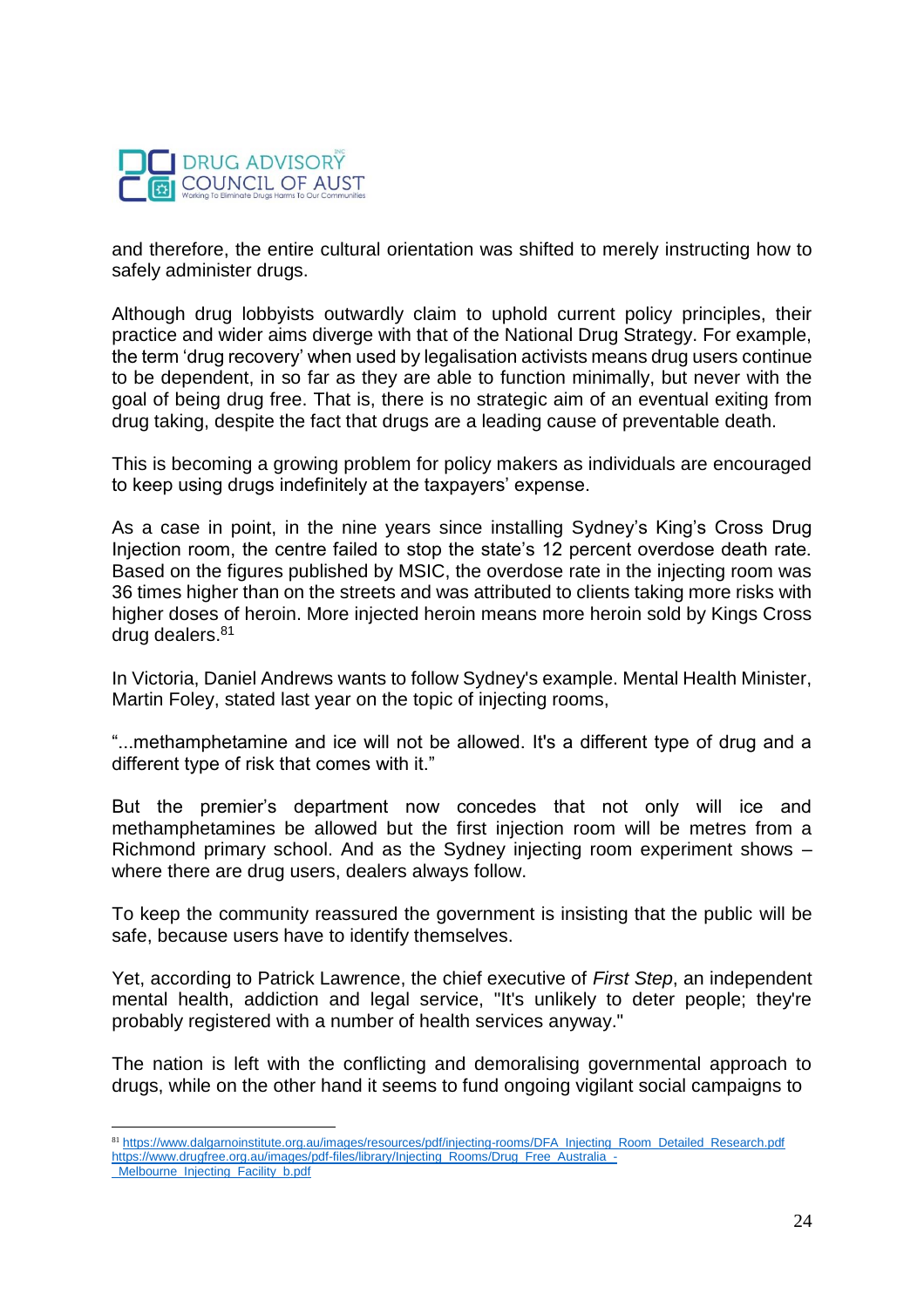and therefore, the entire cultural orientation was shifted to merely instructing how to safely administer drugs.

Although drug lobbyists outwardly claim to uphold current policy principles, their practice and wider aims diverge with that of the National Drug Strategy. For example, the term 'drug recovery' when used by legalisation activists means drug users continue to be dependent, in so far as they are able to function minimally, but never with the goal of being drug free. That is, there is no strategic aim of an eventual exiting from drug taking, despite the fact that drugs are a leading cause of preventable death.

This is becoming a growing problem for policy makers as individuals are encouraged to keep using drugs indefinitely at the taxpayers' expense.

As a case in point, in the nine years since installing Sydney's King's Cross Drug Injection room, the centre failed to stop the state's 12 percent overdose death rate. Based on the figures published by MSIC, the overdose rate in the injecting room was 36 times higher than on the streets and was attributed to clients taking more risks with higher doses of heroin. More injected heroin means more heroin sold by Kings Cross drug dealers.[81]

In Victoria, Daniel Andrews wants to follow Sydney's example. Mental Health Minister, Martin Foley, stated last year on the topic of injecting rooms,

"...methamphetamine and ice will not be allowed. It's a different type of drug and a different type of risk that comes with it."

But the premier's department now concedes that not only will ice and methamphetamines be allowed but the first injection room will be metres from a Richmond primary school. And as the Sydney injecting room experiment shows – where there are drug users, dealers always follow.

To keep the community reassured the government is insisting that the public will be safe, because users have to identify themselves.

Yet, according to Patrick Lawrence, the chief executive of *First Step*, an independent mental health, addiction and legal service, "It's unlikely to deter people; they're probably registered with a number of health services anyway."

The nation is left with the conflicting and demoralising governmental approach to drugs, while on the other hand it seems to fund ongoing vigilant social campaigns to

---

[81] https://www.dalgarnoinstitute.org.au/images/resources/pdf/injecting-rooms/DFA_Injecting_Room_Detailed_Research.pdf
https://www.drugfree.org.au/images/pdf-files/library/Injecting_Rooms/Drug_Free_Australia_-_Melbourne_Injecting_Facility_b.pdf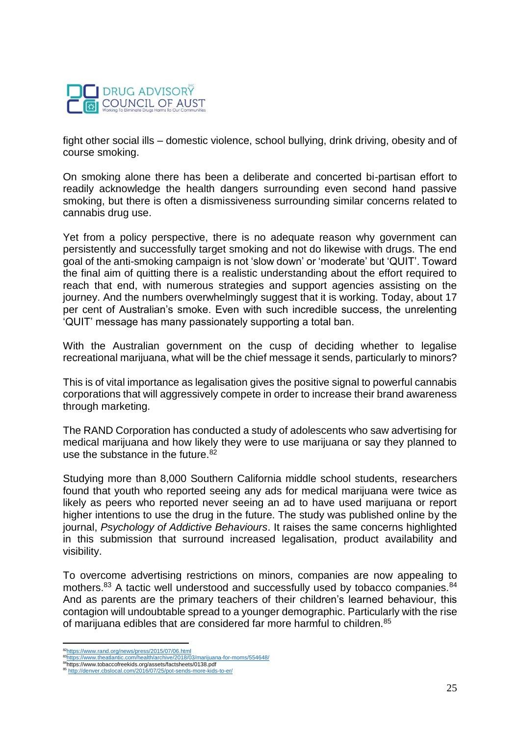fight other social ills – domestic violence, school bullying, drink driving, obesity and of course smoking.

On smoking alone there has been a deliberate and concerted bi-partisan effort to readily acknowledge the health dangers surrounding even second hand passive smoking, but there is often a dismissiveness surrounding similar concerns related to cannabis drug use.

Yet from a policy perspective, there is no adequate reason why government can persistently and successfully target smoking and not do likewise with drugs. The end goal of the anti-smoking campaign is not 'slow down' or 'moderate' but 'QUIT'. Toward the final aim of quitting there is a realistic understanding about the effort required to reach that end, with numerous strategies and support agencies assisting on the journey. And the numbers overwhelmingly suggest that it is working. Today, about 17 per cent of Australian's smoke. Even with such incredible success, the unrelenting 'QUIT' message has many passionately supporting a total ban.

With the Australian government on the cusp of deciding whether to legalise recreational marijuana, what will be the chief message it sends, particularly to minors?

This is of vital importance as legalisation gives the positive signal to powerful cannabis corporations that will aggressively compete in order to increase their brand awareness through marketing.

The RAND Corporation has conducted a study of adolescents who saw advertising for medical marijuana and how likely they were to use marijuana or say they planned to use the substance in the future.[82]

Studying more than 8,000 Southern California middle school students, researchers found that youth who reported seeing any ads for medical marijuana were twice as likely as peers who reported never seeing an ad to have used marijuana or report higher intentions to use the drug in the future. The study was published online by the journal, *Psychology of Addictive Behaviours*. It raises the same concerns highlighted in this submission that surround increased legalisation, product availability and visibility.

To overcome advertising restrictions on minors, companies are now appealing to mothers.[83] A tactic well understood and successfully used by tobacco companies.[84] And as parents are the primary teachers of their children's learned behaviour, this contagion will undoubtable spread to a younger demographic. Particularly with the rise of marijuana edibles that are considered far more harmful to children.[85]

---

[82] https://www.rand.org/news/press/2015/07/06.html
[83] https://www.theatlantic.com/health/archive/2018/03/marijuana-for-moms/554648/
[84] https://www.tobaccofreekids.org/assets/factsheets/0138.pdf
[85] http://denver.cbslocal.com/2016/07/25/pot-sends-more-kids-to-er/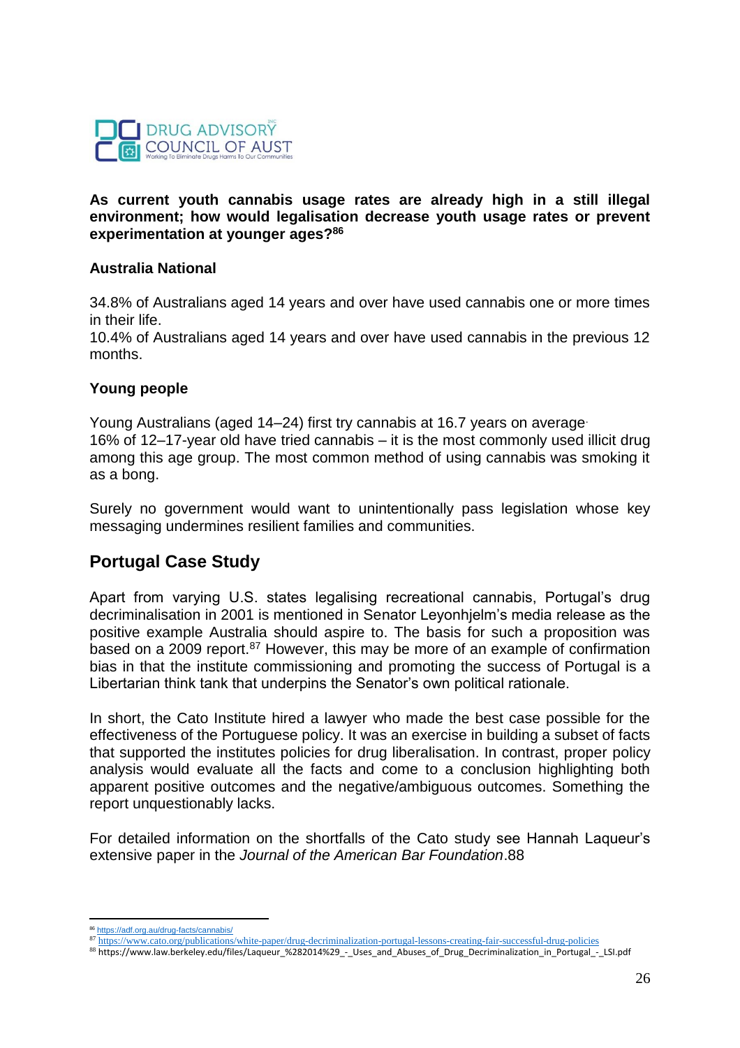**As current youth cannabis usage rates are already high in a still illegal environment; how would legalisation decrease youth usage rates or prevent experimentation at younger ages?**[86]

**Australia National**

34.8% of Australians aged 14 years and over have used cannabis one or more times in their life.
10.4% of Australians aged 14 years and over have used cannabis in the previous 12 months.

**Young people**

Young Australians (aged 14–24) first try cannabis at 16.7 years on average.
16% of 12–17-year old have tried cannabis – it is the most commonly used illicit drug among this age group. The most common method of using cannabis was smoking it as a bong.

Surely no government would want to unintentionally pass legislation whose key messaging undermines resilient families and communities.

## Portugal Case Study

Apart from varying U.S. states legalising recreational cannabis, Portugal's drug decriminalisation in 2001 is mentioned in Senator Leyonhjelm's media release as the positive example Australia should aspire to. The basis for such a proposition was based on a 2009 report.[87] However, this may be more of an example of confirmation bias in that the institute commissioning and promoting the success of Portugal is a Libertarian think tank that underpins the Senator's own political rationale.

In short, the Cato Institute hired a lawyer who made the best case possible for the effectiveness of the Portuguese policy. It was an exercise in building a subset of facts that supported the institutes policies for drug liberalisation. In contrast, proper policy analysis would evaluate all the facts and come to a conclusion highlighting both apparent positive outcomes and the negative/ambiguous outcomes. Something the report unquestionably lacks.

For detailed information on the shortfalls of the Cato study see Hannah Laqueur's extensive paper in the *Journal of the American Bar Foundation*.88

---

[86] https://adf.org.au/drug-facts/cannabis/

[87] https://www.cato.org/publications/white-paper/drug-decriminalization-portugal-lessons-creating-fair-successful-drug-policies

[88] https://www.law.berkeley.edu/files/Laqueur_%282014%29_-_Uses_and_Abuses_of_Drug_Decriminalization_in_Portugal_-_LSI.pdf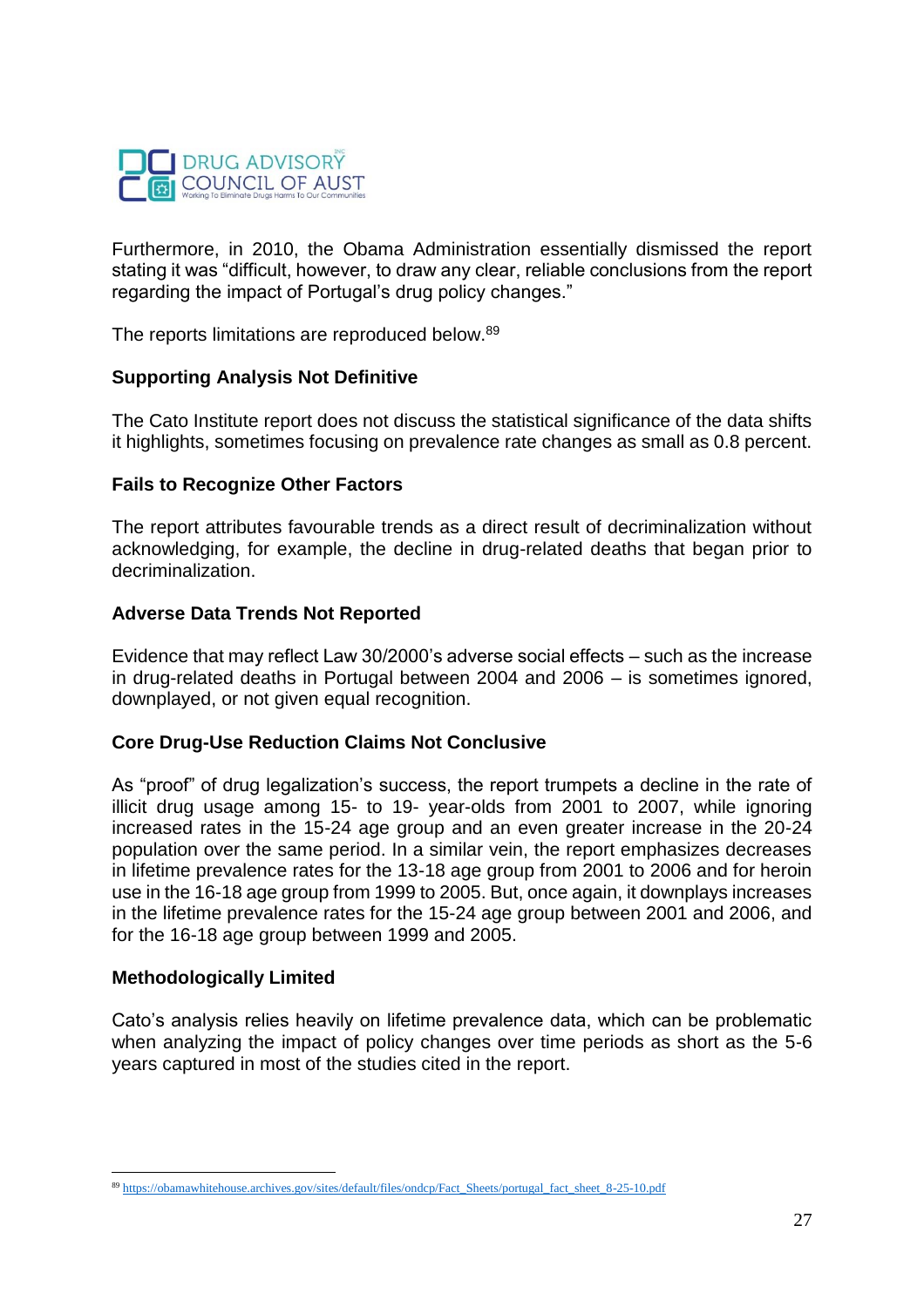Furthermore, in 2010, the Obama Administration essentially dismissed the report stating it was "difficult, however, to draw any clear, reliable conclusions from the report regarding the impact of Portugal's drug policy changes."

The reports limitations are reproduced below.[89]

**Supporting Analysis Not Definitive**

The Cato Institute report does not discuss the statistical significance of the data shifts it highlights, sometimes focusing on prevalence rate changes as small as 0.8 percent.

**Fails to Recognize Other Factors**

The report attributes favourable trends as a direct result of decriminalization without acknowledging, for example, the decline in drug-related deaths that began prior to decriminalization.

**Adverse Data Trends Not Reported**

Evidence that may reflect Law 30/2000's adverse social effects – such as the increase in drug-related deaths in Portugal between 2004 and 2006 – is sometimes ignored, downplayed, or not given equal recognition.

**Core Drug-Use Reduction Claims Not Conclusive**

As "proof" of drug legalization's success, the report trumpets a decline in the rate of illicit drug usage among 15- to 19- year-olds from 2001 to 2007, while ignoring increased rates in the 15-24 age group and an even greater increase in the 20-24 population over the same period. In a similar vein, the report emphasizes decreases in lifetime prevalence rates for the 13-18 age group from 2001 to 2006 and for heroin use in the 16-18 age group from 1999 to 2005. But, once again, it downplays increases in the lifetime prevalence rates for the 15-24 age group between 2001 and 2006, and for the 16-18 age group between 1999 and 2005.

**Methodologically Limited**

Cato's analysis relies heavily on lifetime prevalence data, which can be problematic when analyzing the impact of policy changes over time periods as short as the 5-6 years captured in most of the studies cited in the report.

---

[89] https://obamawhitehouse.archives.gov/sites/default/files/ondcp/Fact_Sheets/portugal_fact_sheet_8-25-10.pdf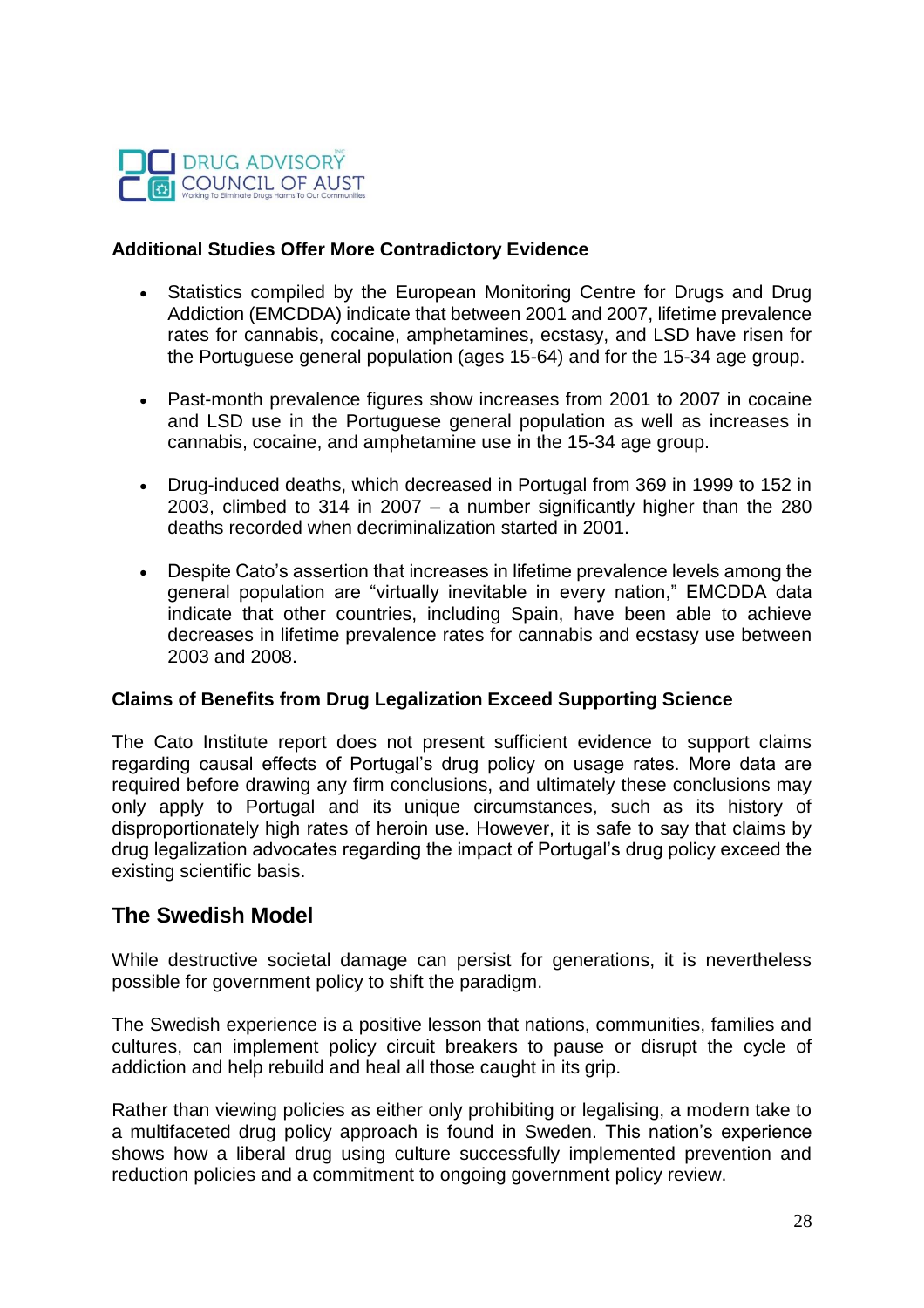### Additional Studies Offer More Contradictory Evidence

- Statistics compiled by the European Monitoring Centre for Drugs and Drug Addiction (EMCDDA) indicate that between 2001 and 2007, lifetime prevalence rates for cannabis, cocaine, amphetamines, ecstasy, and LSD have risen for the Portuguese general population (ages 15-64) and for the 15-34 age group.

- Past-month prevalence figures show increases from 2001 to 2007 in cocaine and LSD use in the Portuguese general population as well as increases in cannabis, cocaine, and amphetamine use in the 15-34 age group.

- Drug-induced deaths, which decreased in Portugal from 369 in 1999 to 152 in 2003, climbed to 314 in 2007 – a number significantly higher than the 280 deaths recorded when decriminalization started in 2001.

- Despite Cato's assertion that increases in lifetime prevalence levels among the general population are "virtually inevitable in every nation," EMCDDA data indicate that other countries, including Spain, have been able to achieve decreases in lifetime prevalence rates for cannabis and ecstasy use between 2003 and 2008.

### Claims of Benefits from Drug Legalization Exceed Supporting Science

The Cato Institute report does not present sufficient evidence to support claims regarding causal effects of Portugal's drug policy on usage rates. More data are required before drawing any firm conclusions, and ultimately these conclusions may only apply to Portugal and its unique circumstances, such as its history of disproportionately high rates of heroin use. However, it is safe to say that claims by drug legalization advocates regarding the impact of Portugal's drug policy exceed the existing scientific basis.

## The Swedish Model

While destructive societal damage can persist for generations, it is nevertheless possible for government policy to shift the paradigm.

The Swedish experience is a positive lesson that nations, communities, families and cultures, can implement policy circuit breakers to pause or disrupt the cycle of addiction and help rebuild and heal all those caught in its grip.

Rather than viewing policies as either only prohibiting or legalising, a modern take to a multifaceted drug policy approach is found in Sweden. This nation's experience shows how a liberal drug using culture successfully implemented prevention and reduction policies and a commitment to ongoing government policy review.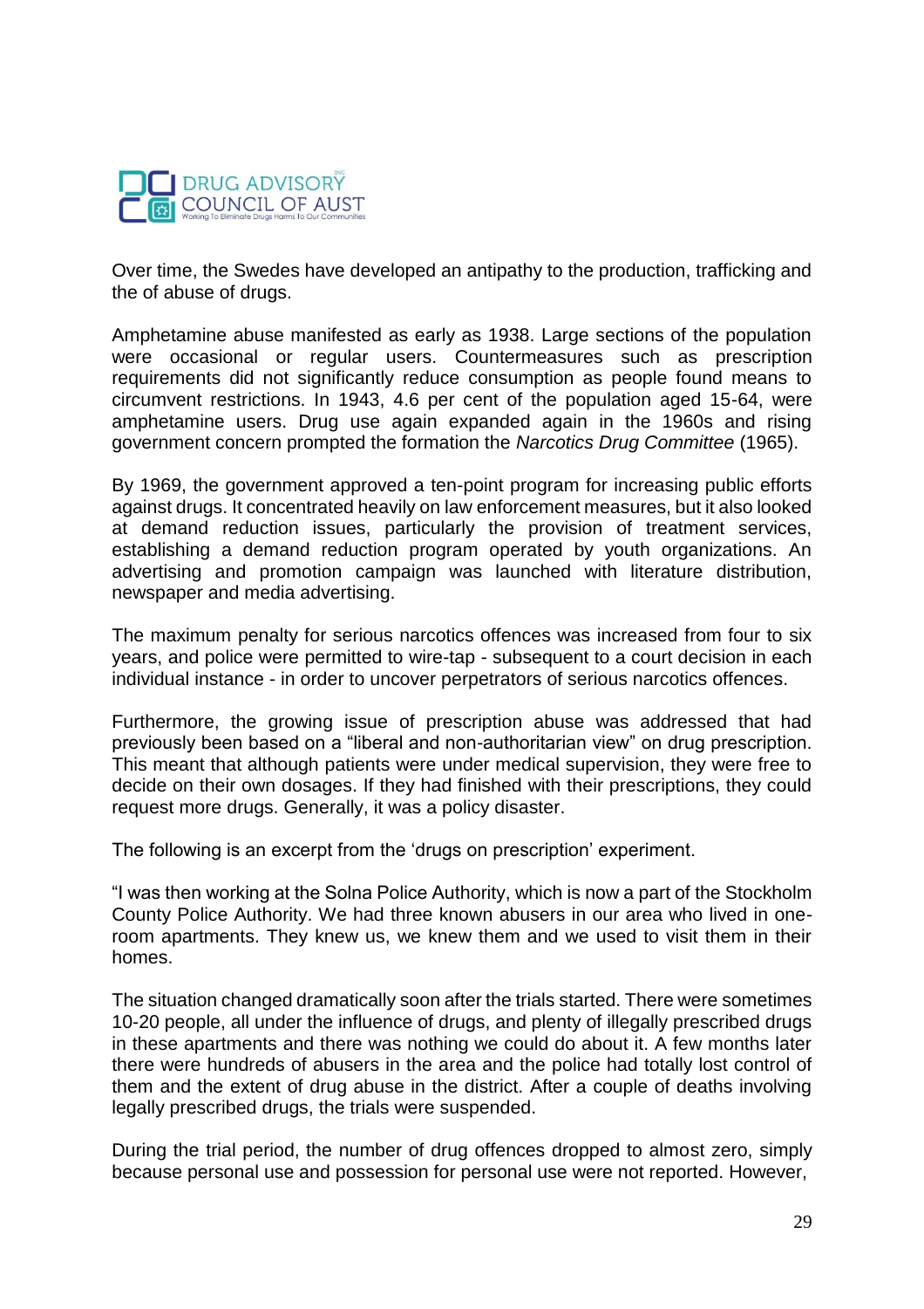Over time, the Swedes have developed an antipathy to the production, trafficking and the of abuse of drugs.

Amphetamine abuse manifested as early as 1938. Large sections of the population were occasional or regular users. Countermeasures such as prescription requirements did not significantly reduce consumption as people found means to circumvent restrictions. In 1943, 4.6 per cent of the population aged 15-64, were amphetamine users. Drug use again expanded again in the 1960s and rising government concern prompted the formation the *Narcotics Drug Committee* (1965).

By 1969, the government approved a ten-point program for increasing public efforts against drugs. It concentrated heavily on law enforcement measures, but it also looked at demand reduction issues, particularly the provision of treatment services, establishing a demand reduction program operated by youth organizations. An advertising and promotion campaign was launched with literature distribution, newspaper and media advertising.

The maximum penalty for serious narcotics offences was increased from four to six years, and police were permitted to wire-tap - subsequent to a court decision in each individual instance - in order to uncover perpetrators of serious narcotics offences.

Furthermore, the growing issue of prescription abuse was addressed that had previously been based on a "liberal and non-authoritarian view" on drug prescription. This meant that although patients were under medical supervision, they were free to decide on their own dosages. If they had finished with their prescriptions, they could request more drugs. Generally, it was a policy disaster.

The following is an excerpt from the 'drugs on prescription' experiment.

"I was then working at the Solna Police Authority, which is now a part of the Stockholm County Police Authority. We had three known abusers in our area who lived in one-room apartments. They knew us, we knew them and we used to visit them in their homes.

The situation changed dramatically soon after the trials started. There were sometimes 10-20 people, all under the influence of drugs, and plenty of illegally prescribed drugs in these apartments and there was nothing we could do about it. A few months later there were hundreds of abusers in the area and the police had totally lost control of them and the extent of drug abuse in the district. After a couple of deaths involving legally prescribed drugs, the trials were suspended.

During the trial period, the number of drug offences dropped to almost zero, simply because personal use and possession for personal use were not reported. However,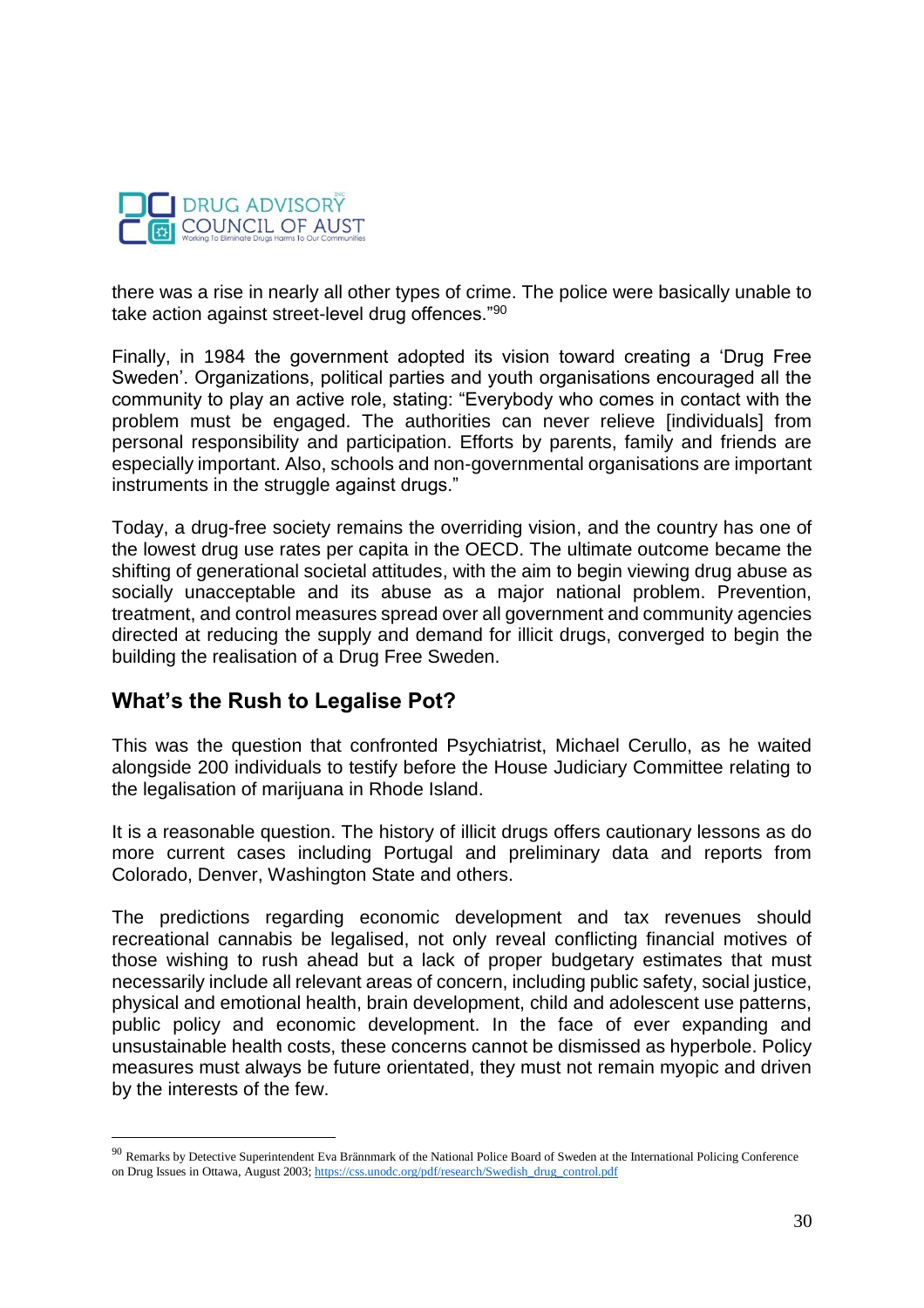there was a rise in nearly all other types of crime. The police were basically unable to take action against street-level drug offences."[90]

Finally, in 1984 the government adopted its vision toward creating a 'Drug Free Sweden'. Organizations, political parties and youth organisations encouraged all the community to play an active role, stating: "Everybody who comes in contact with the problem must be engaged. The authorities can never relieve [individuals] from personal responsibility and participation. Efforts by parents, family and friends are especially important. Also, schools and non-governmental organisations are important instruments in the struggle against drugs."

Today, a drug-free society remains the overriding vision, and the country has one of the lowest drug use rates per capita in the OECD. The ultimate outcome became the shifting of generational societal attitudes, with the aim to begin viewing drug abuse as socially unacceptable and its abuse as a major national problem. Prevention, treatment, and control measures spread over all government and community agencies directed at reducing the supply and demand for illicit drugs, converged to begin the building the realisation of a Drug Free Sweden.

## What's the Rush to Legalise Pot?

This was the question that confronted Psychiatrist, Michael Cerullo, as he waited alongside 200 individuals to testify before the House Judiciary Committee relating to the legalisation of marijuana in Rhode Island.

It is a reasonable question. The history of illicit drugs offers cautionary lessons as do more current cases including Portugal and preliminary data and reports from Colorado, Denver, Washington State and others.

The predictions regarding economic development and tax revenues should recreational cannabis be legalised, not only reveal conflicting financial motives of those wishing to rush ahead but a lack of proper budgetary estimates that must necessarily include all relevant areas of concern, including public safety, social justice, physical and emotional health, brain development, child and adolescent use patterns, public policy and economic development. In the face of ever expanding and unsustainable health costs, these concerns cannot be dismissed as hyperbole. Policy measures must always be future orientated, they must not remain myopic and driven by the interests of the few.

---

[90] Remarks by Detective Superintendent Eva Brännmark of the National Police Board of Sweden at the International Policing Conference on Drug Issues in Ottawa, August 2003; https://css.unodc.org/pdf/research/Swedish_drug_control.pdf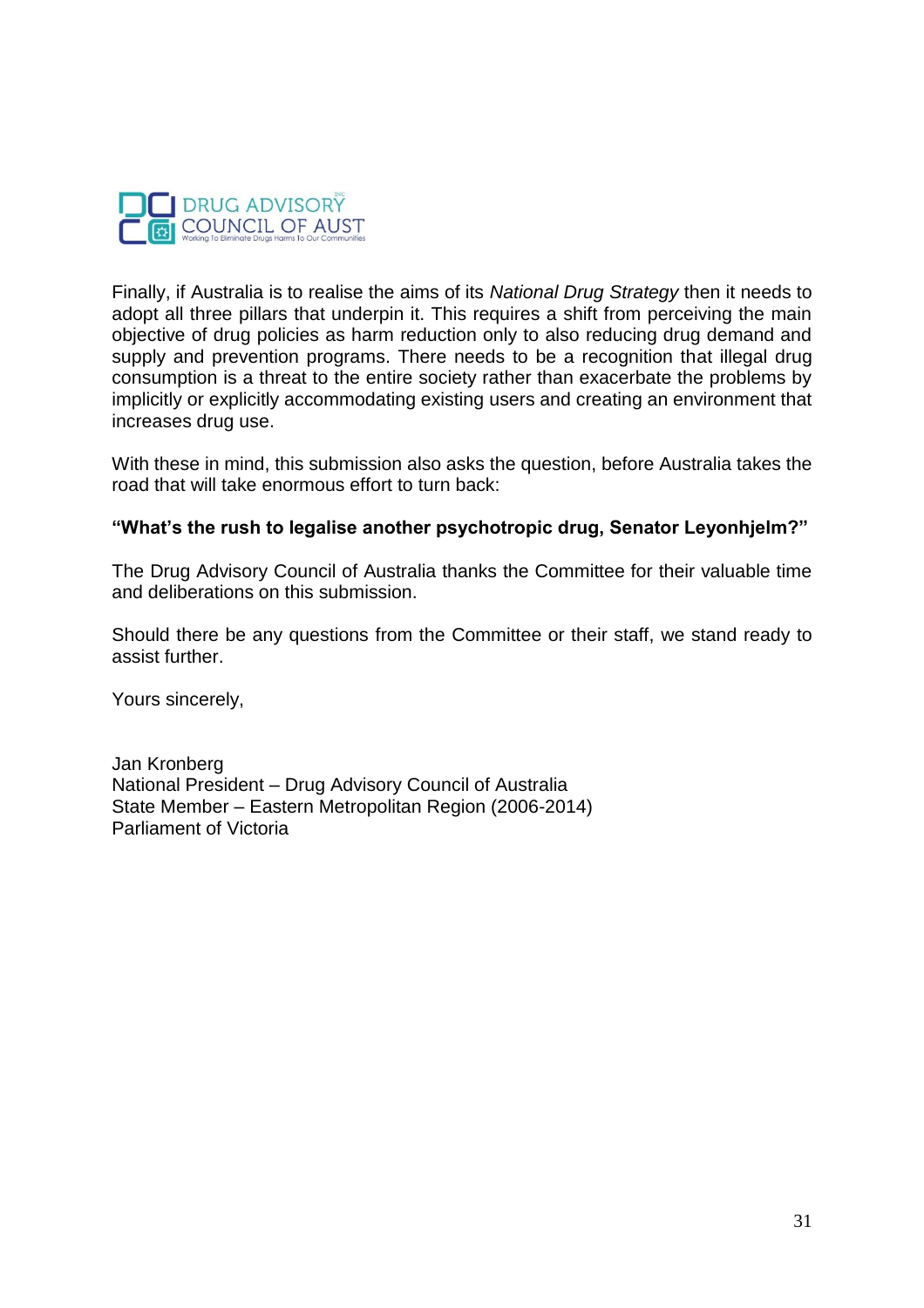DRUG ADVISORY COUNCIL OF AUST
Working To Eliminate Drugs Harms To Our Communities

Finally, if Australia is to realise the aims of its *National Drug Strategy* then it needs to adopt all three pillars that underpin it. This requires a shift from perceiving the main objective of drug policies as harm reduction only to also reducing drug demand and supply and prevention programs. There needs to be a recognition that illegal drug consumption is a threat to the entire society rather than exacerbate the problems by implicitly or explicitly accommodating existing users and creating an environment that increases drug use.

With these in mind, this submission also asks the question, before Australia takes the road that will take enormous effort to turn back:

**"What's the rush to legalise another psychotropic drug, Senator Leyonhjelm?"**

The Drug Advisory Council of Australia thanks the Committee for their valuable time and deliberations on this submission.

Should there be any questions from the Committee or their staff, we stand ready to assist further.

Yours sincerely,

Jan Kronberg
National President – Drug Advisory Council of Australia
State Member – Eastern Metropolitan Region (2006-2014)
Parliament of Victoria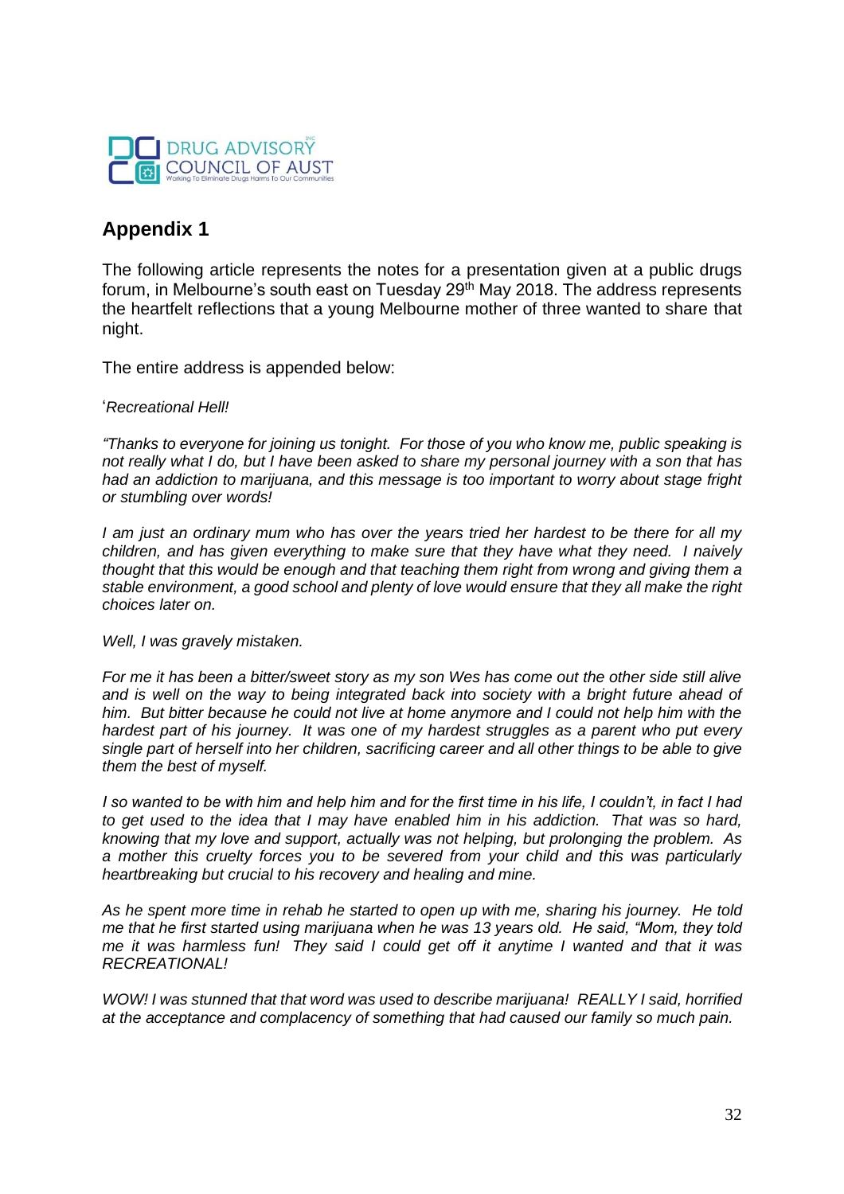## Appendix 1

The following article represents the notes for a presentation given at a public drugs forum, in Melbourne's south east on Tuesday 29th May 2018. The address represents the heartfelt reflections that a young Melbourne mother of three wanted to share that night.

The entire address is appended below:

'*Recreational Hell!*

*"Thanks to everyone for joining us tonight. For those of you who know me, public speaking is not really what I do, but I have been asked to share my personal journey with a son that has had an addiction to marijuana, and this message is too important to worry about stage fright or stumbling over words!*

*I am just an ordinary mum who has over the years tried her hardest to be there for all my children, and has given everything to make sure that they have what they need. I naively thought that this would be enough and that teaching them right from wrong and giving them a stable environment, a good school and plenty of love would ensure that they all make the right choices later on.*

*Well, I was gravely mistaken.*

*For me it has been a bitter/sweet story as my son Wes has come out the other side still alive and is well on the way to being integrated back into society with a bright future ahead of him. But bitter because he could not live at home anymore and I could not help him with the hardest part of his journey. It was one of my hardest struggles as a parent who put every single part of herself into her children, sacrificing career and all other things to be able to give them the best of myself.*

*I so wanted to be with him and help him and for the first time in his life, I couldn't, in fact I had to get used to the idea that I may have enabled him in his addiction. That was so hard, knowing that my love and support, actually was not helping, but prolonging the problem. As a mother this cruelty forces you to be severed from your child and this was particularly heartbreaking but crucial to his recovery and healing and mine.*

*As he spent more time in rehab he started to open up with me, sharing his journey. He told me that he first started using marijuana when he was 13 years old. He said, "Mom, they told me it was harmless fun! They said I could get off it anytime I wanted and that it was RECREATIONAL!*

*WOW! I was stunned that that word was used to describe marijuana! REALLY I said, horrified at the acceptance and complacency of something that had caused our family so much pain.*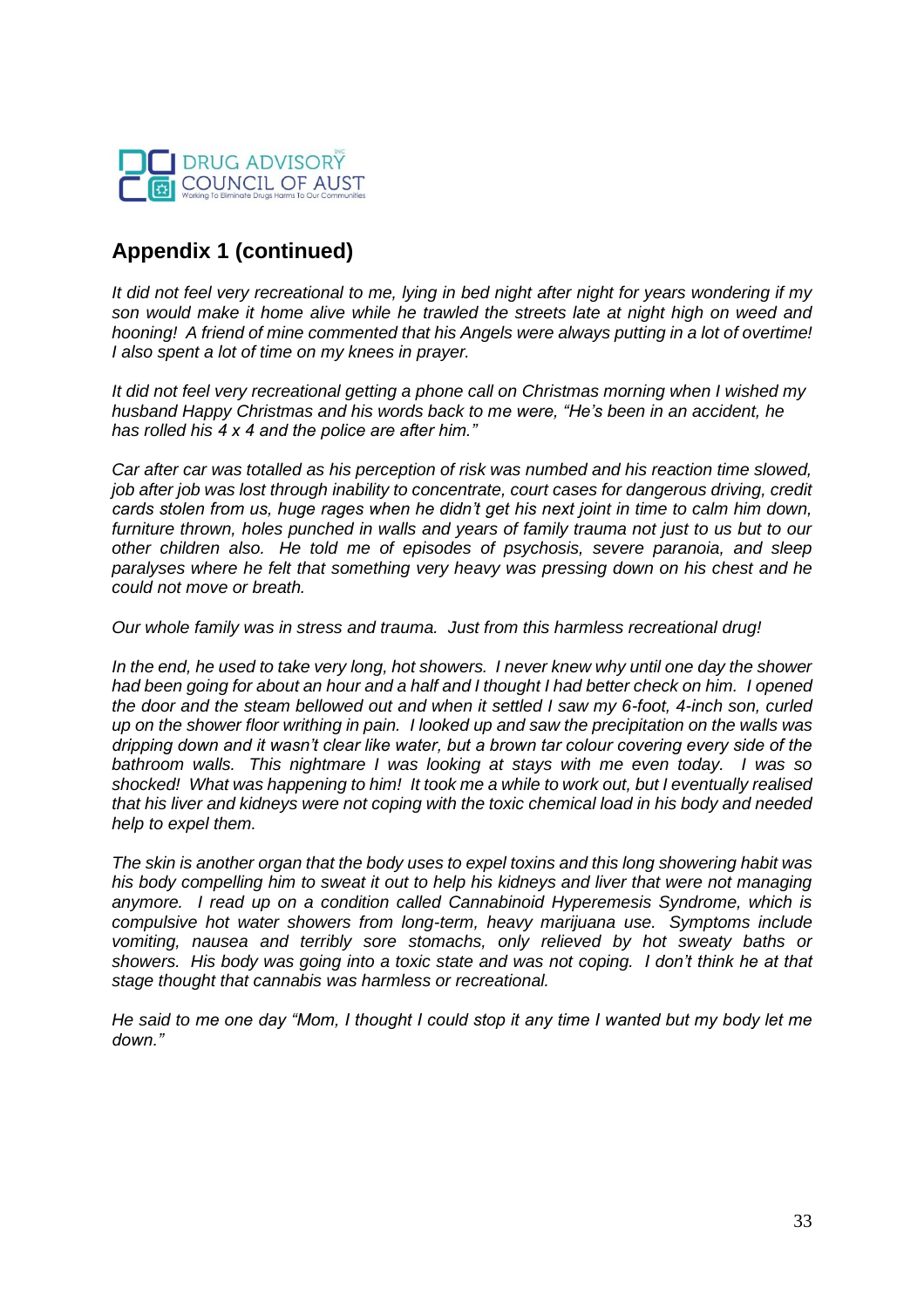## Appendix 1 (continued)

*It did not feel very recreational to me, lying in bed night after night for years wondering if my son would make it home alive while he trawled the streets late at night high on weed and hooning! A friend of mine commented that his Angels were always putting in a lot of overtime! I also spent a lot of time on my knees in prayer.*

*It did not feel very recreational getting a phone call on Christmas morning when I wished my husband Happy Christmas and his words back to me were, "He's been in an accident, he has rolled his 4 x 4 and the police are after him."*

*Car after car was totalled as his perception of risk was numbed and his reaction time slowed, job after job was lost through inability to concentrate, court cases for dangerous driving, credit cards stolen from us, huge rages when he didn't get his next joint in time to calm him down, furniture thrown, holes punched in walls and years of family trauma not just to us but to our other children also. He told me of episodes of psychosis, severe paranoia, and sleep paralyses where he felt that something very heavy was pressing down on his chest and he could not move or breath.*

*Our whole family was in stress and trauma. Just from this harmless recreational drug!*

*In the end, he used to take very long, hot showers. I never knew why until one day the shower had been going for about an hour and a half and I thought I had better check on him. I opened the door and the steam bellowed out and when it settled I saw my 6-foot, 4-inch son, curled up on the shower floor writhing in pain. I looked up and saw the precipitation on the walls was dripping down and it wasn't clear like water, but a brown tar colour covering every side of the bathroom walls. This nightmare I was looking at stays with me even today. I was so shocked! What was happening to him! It took me a while to work out, but I eventually realised that his liver and kidneys were not coping with the toxic chemical load in his body and needed help to expel them.*

*The skin is another organ that the body uses to expel toxins and this long showering habit was his body compelling him to sweat it out to help his kidneys and liver that were not managing anymore. I read up on a condition called Cannabinoid Hyperemesis Syndrome, which is compulsive hot water showers from long-term, heavy marijuana use. Symptoms include vomiting, nausea and terribly sore stomachs, only relieved by hot sweaty baths or showers. His body was going into a toxic state and was not coping. I don't think he at that stage thought that cannabis was harmless or recreational.*

*He said to me one day "Mom, I thought I could stop it any time I wanted but my body let me down."*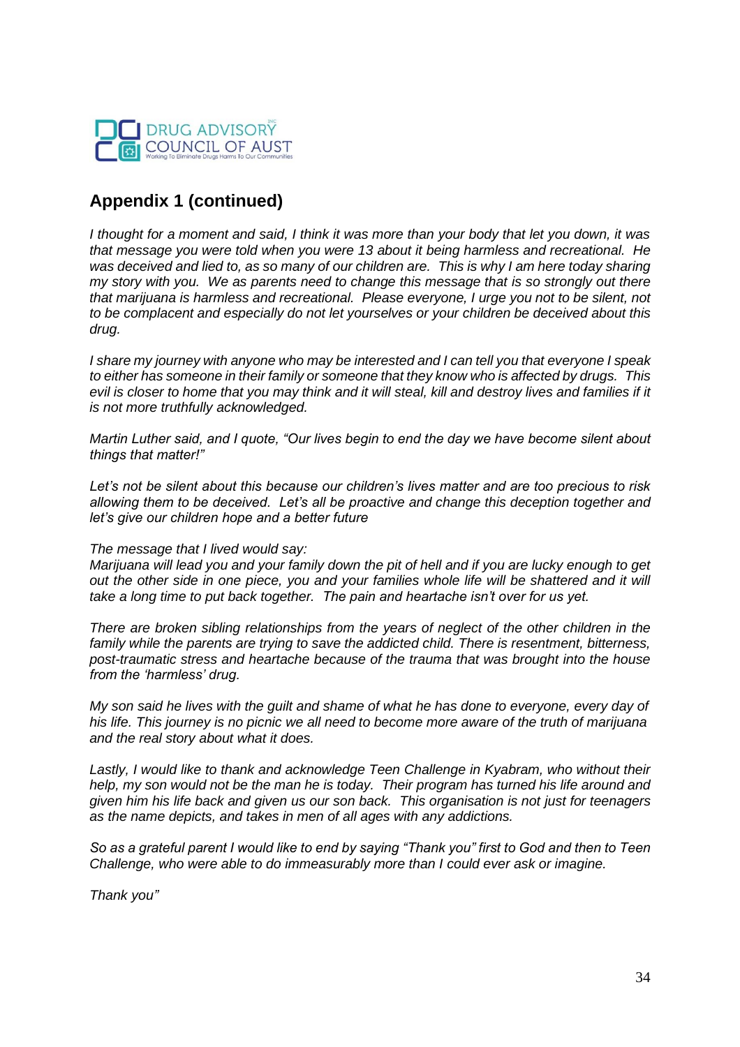## Appendix 1 (continued)

*I thought for a moment and said, I think it was more than your body that let you down, it was that message you were told when you were 13 about it being harmless and recreational. He was deceived and lied to, as so many of our children are. This is why I am here today sharing my story with you. We as parents need to change this message that is so strongly out there that marijuana is harmless and recreational. Please everyone, I urge you not to be silent, not to be complacent and especially do not let yourselves or your children be deceived about this drug.*

*I share my journey with anyone who may be interested and I can tell you that everyone I speak to either has someone in their family or someone that they know who is affected by drugs. This evil is closer to home that you may think and it will steal, kill and destroy lives and families if it is not more truthfully acknowledged.*

*Martin Luther said, and I quote, "Our lives begin to end the day we have become silent about things that matter!"*

*Let's not be silent about this because our children's lives matter and are too precious to risk allowing them to be deceived. Let's all be proactive and change this deception together and let's give our children hope and a better future*

*The message that I lived would say:*
*Marijuana will lead you and your family down the pit of hell and if you are lucky enough to get out the other side in one piece, you and your families whole life will be shattered and it will take a long time to put back together. The pain and heartache isn't over for us yet.*

*There are broken sibling relationships from the years of neglect of the other children in the family while the parents are trying to save the addicted child. There is resentment, bitterness, post-traumatic stress and heartache because of the trauma that was brought into the house from the 'harmless' drug.*

*My son said he lives with the guilt and shame of what he has done to everyone, every day of his life. This journey is no picnic we all need to become more aware of the truth of marijuana and the real story about what it does.*

*Lastly, I would like to thank and acknowledge Teen Challenge in Kyabram, who without their help, my son would not be the man he is today. Their program has turned his life around and given him his life back and given us our son back. This organisation is not just for teenagers as the name depicts, and takes in men of all ages with any addictions.*

*So as a grateful parent I would like to end by saying "Thank you" first to God and then to Teen Challenge, who were able to do immeasurably more than I could ever ask or imagine.*

*Thank you"*